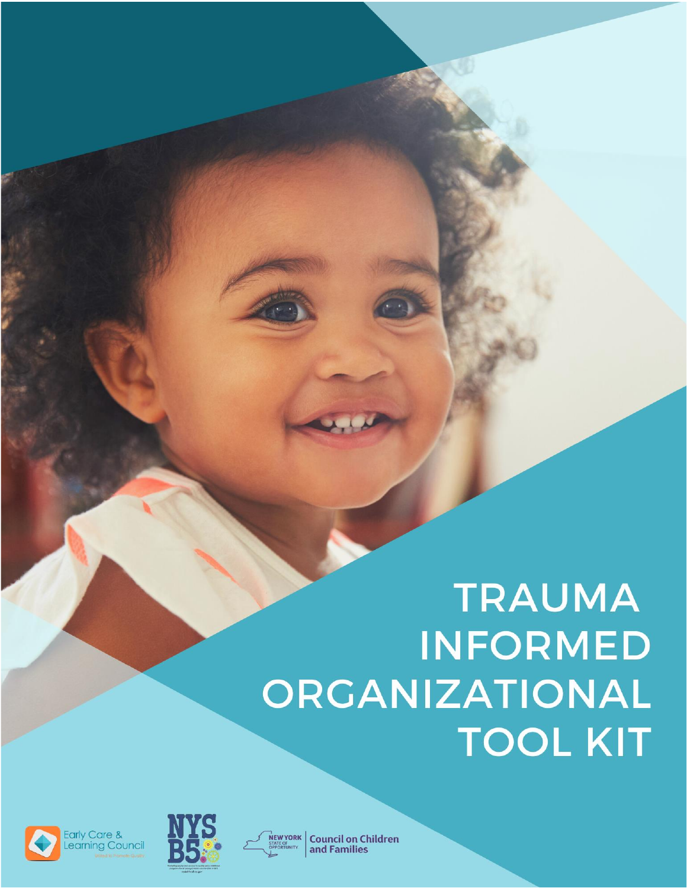# TRAUMA INFORMED ORGANIZATIONAL TOOL KIT

Early Care & Learning Council

NYS B5

NEW YORK STATE OF OPPORTUNITY | Council on Children and Families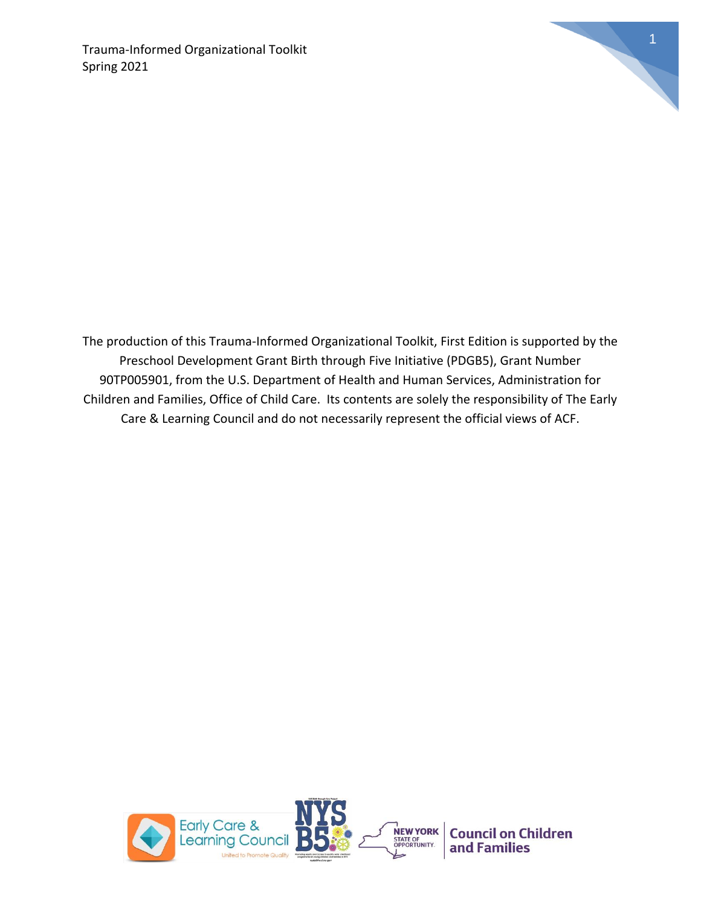The production of this Trauma-Informed Organizational Toolkit, First Edition is supported by the Preschool Development Grant Birth through Five Initiative (PDGB5), Grant Number 90TP005901, from the U.S. Department of Health and Human Services, Administration for Children and Families, Office of Child Care. Its contents are solely the responsibility of The Early Care & Learning Council and do not necessarily represent the official views of ACF.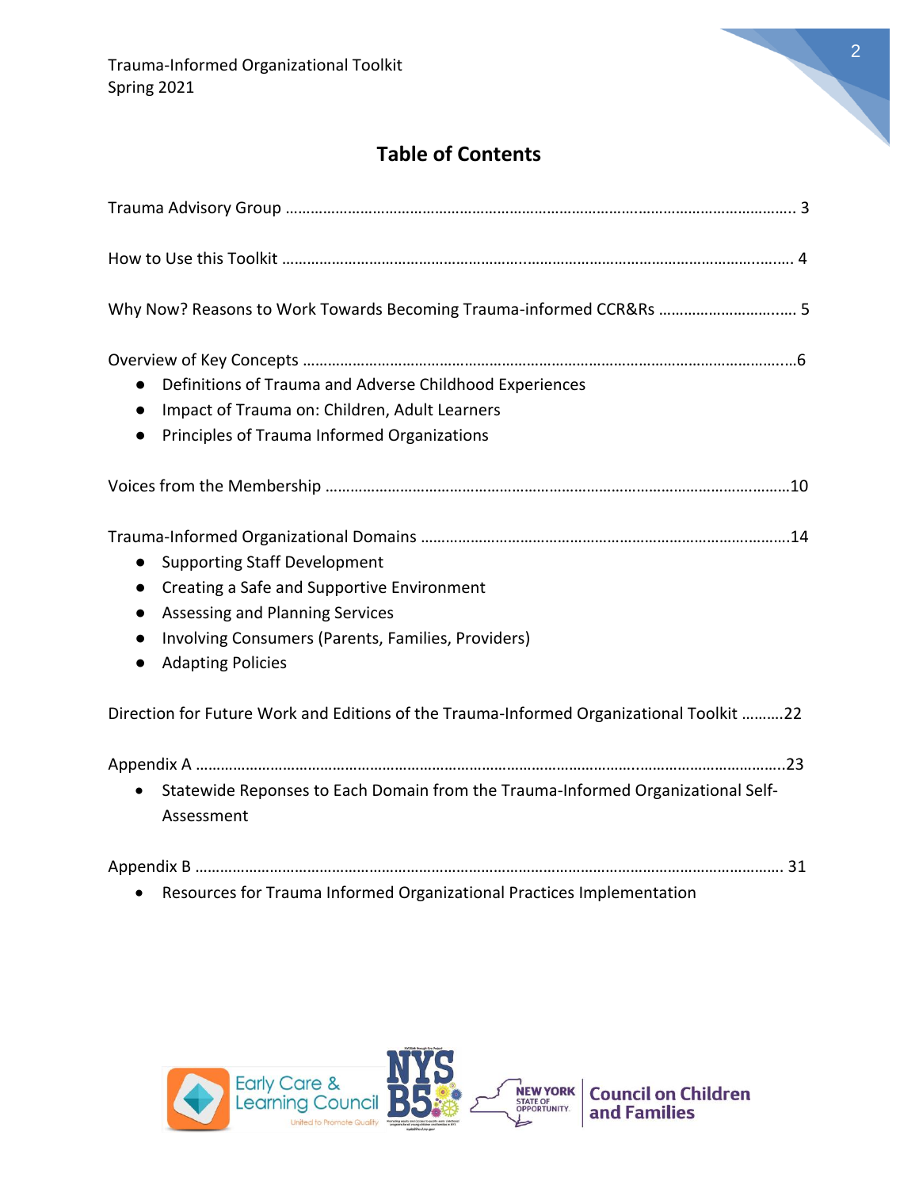## Table of Contents

Trauma Advisory Group …………………………………………………………………………………………………… 3

How to Use this Toolkit …………………………………………………………………………………………………… 4

Why Now? Reasons to Work Towards Becoming Trauma-informed CCR&Rs ……………………………… 5

Overview of Key Concepts ……………………………………………………………………………………………………6

- Definitions of Trauma and Adverse Childhood Experiences
- Impact of Trauma on: Children, Adult Learners
- Principles of Trauma Informed Organizations

Voices from the Membership ……………………………………………………………………………………………10

Trauma-Informed Organizational Domains ……………………………………………………………………………14

- Supporting Staff Development
- Creating a Safe and Supportive Environment
- Assessing and Planning Services
- Involving Consumers (Parents, Families, Providers)
- Adapting Policies

Direction for Future Work and Editions of the Trauma-Informed Organizational Toolkit ……….22

Appendix A ……………………………………………………………………………………………………………………..23

- Statewide Reponses to Each Domain from the Trauma-Informed Organizational Self-Assessment

Appendix B …………………………………………………………………………………………………………………… 31

- Resources for Trauma Informed Organizational Practices Implementation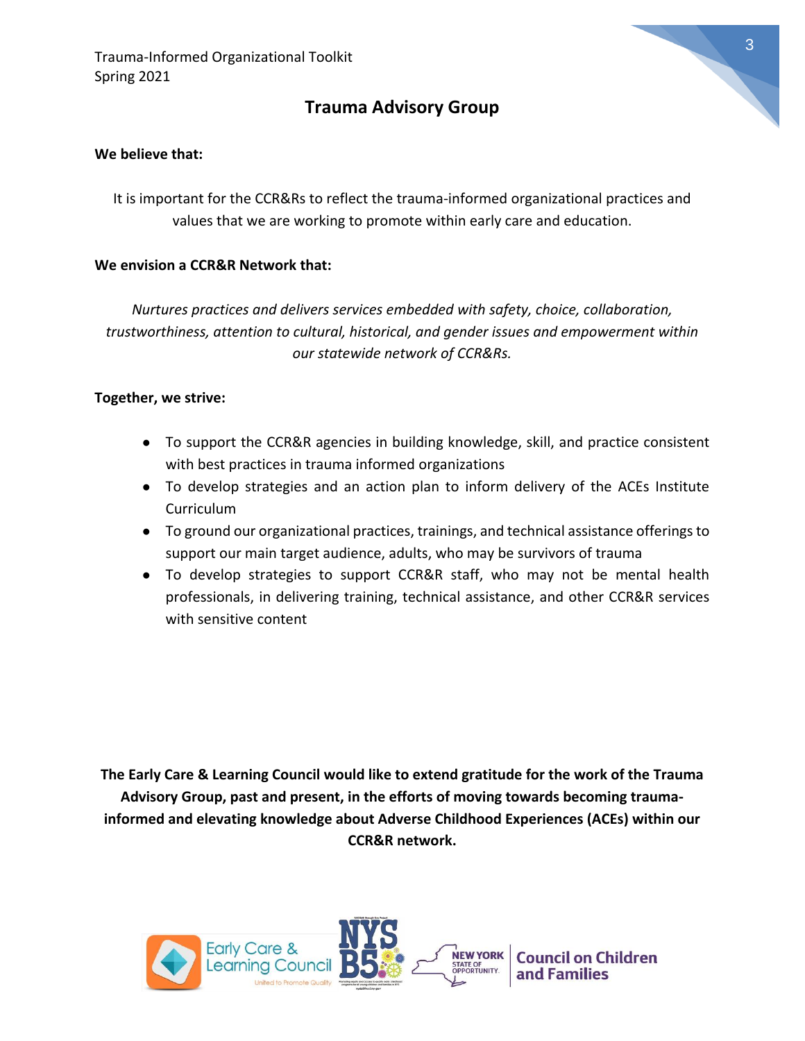## Trauma Advisory Group

**We believe that:**

It is important for the CCR&Rs to reflect the trauma-informed organizational practices and values that we are working to promote within early care and education.

**We envision a CCR&R Network that:**

*Nurtures practices and delivers services embedded with safety, choice, collaboration, trustworthiness, attention to cultural, historical, and gender issues and empowerment within our statewide network of CCR&Rs.*

**Together, we strive:**

- To support the CCR&R agencies in building knowledge, skill, and practice consistent with best practices in trauma informed organizations
- To develop strategies and an action plan to inform delivery of the ACEs Institute Curriculum
- To ground our organizational practices, trainings, and technical assistance offerings to support our main target audience, adults, who may be survivors of trauma
- To develop strategies to support CCR&R staff, who may not be mental health professionals, in delivering training, technical assistance, and other CCR&R services with sensitive content

**The Early Care & Learning Council would like to extend gratitude for the work of the Trauma Advisory Group, past and present, in the efforts of moving towards becoming trauma-informed and elevating knowledge about Adverse Childhood Experiences (ACEs) within our CCR&R network.**

Early Care & Learning Council — United to Promote Quality

NYS B5

NEW YORK STATE OF OPPORTUNITY. Council on Children and Families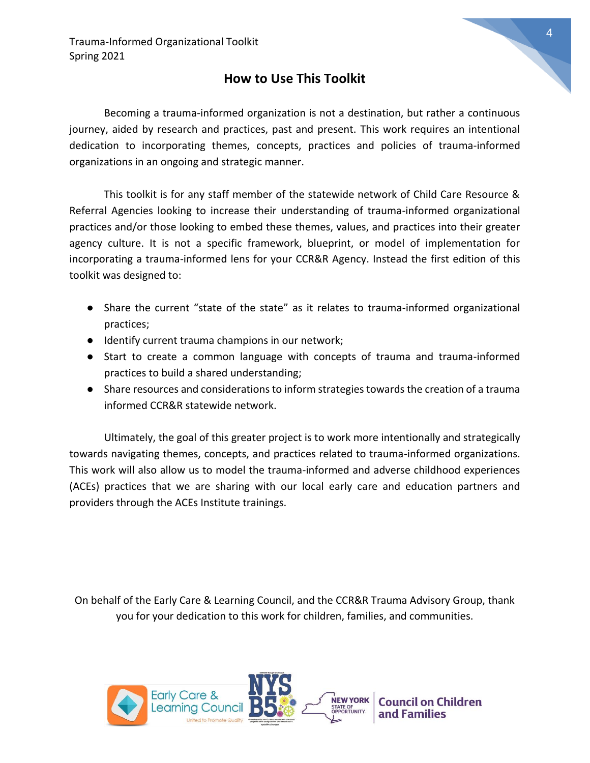## How to Use This Toolkit

Becoming a trauma-informed organization is not a destination, but rather a continuous journey, aided by research and practices, past and present. This work requires an intentional dedication to incorporating themes, concepts, practices and policies of trauma-informed organizations in an ongoing and strategic manner.

This toolkit is for any staff member of the statewide network of Child Care Resource & Referral Agencies looking to increase their understanding of trauma-informed organizational practices and/or those looking to embed these themes, values, and practices into their greater agency culture. It is not a specific framework, blueprint, or model of implementation for incorporating a trauma-informed lens for your CCR&R Agency. Instead the first edition of this toolkit was designed to:

- Share the current "state of the state" as it relates to trauma-informed organizational practices;
- Identify current trauma champions in our network;
- Start to create a common language with concepts of trauma and trauma-informed practices to build a shared understanding;
- Share resources and considerations to inform strategies towards the creation of a trauma informed CCR&R statewide network.

Ultimately, the goal of this greater project is to work more intentionally and strategically towards navigating themes, concepts, and practices related to trauma-informed organizations. This work will also allow us to model the trauma-informed and adverse childhood experiences (ACEs) practices that we are sharing with our local early care and education partners and providers through the ACEs Institute trainings.

On behalf of the Early Care & Learning Council, and the CCR&R Trauma Advisory Group, thank you for your dedication to this work for children, families, and communities.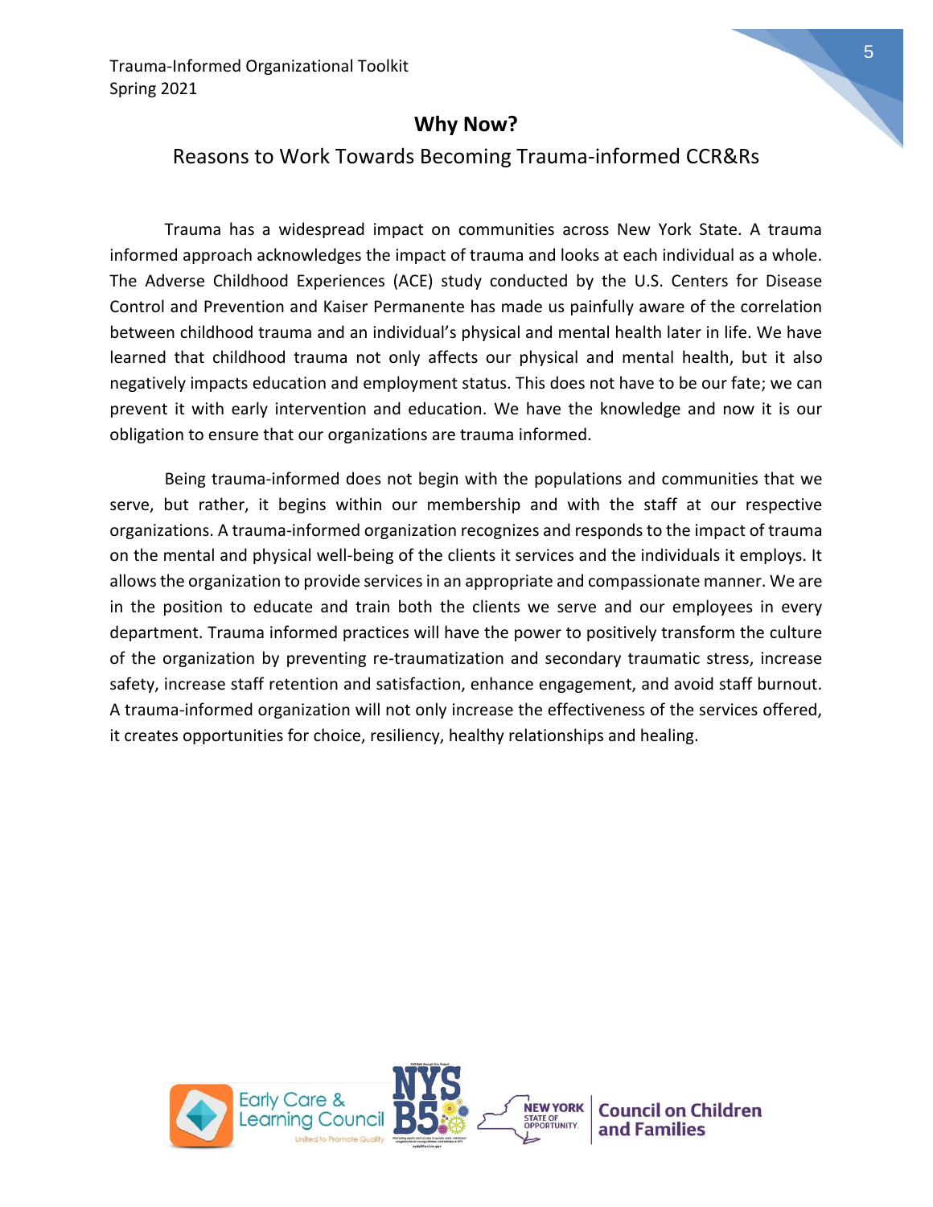## Why Now?

### Reasons to Work Towards Becoming Trauma-informed CCR&Rs

Trauma has a widespread impact on communities across New York State. A trauma informed approach acknowledges the impact of trauma and looks at each individual as a whole. The Adverse Childhood Experiences (ACE) study conducted by the U.S. Centers for Disease Control and Prevention and Kaiser Permanente has made us painfully aware of the correlation between childhood trauma and an individual's physical and mental health later in life. We have learned that childhood trauma not only affects our physical and mental health, but it also negatively impacts education and employment status. This does not have to be our fate; we can prevent it with early intervention and education. We have the knowledge and now it is our obligation to ensure that our organizations are trauma informed.

Being trauma-informed does not begin with the populations and communities that we serve, but rather, it begins within our membership and with the staff at our respective organizations. A trauma-informed organization recognizes and responds to the impact of trauma on the mental and physical well-being of the clients it services and the individuals it employs. It allows the organization to provide services in an appropriate and compassionate manner. We are in the position to educate and train both the clients we serve and our employees in every department. Trauma informed practices will have the power to positively transform the culture of the organization by preventing re-traumatization and secondary traumatic stress, increase safety, increase staff retention and satisfaction, enhance engagement, and avoid staff burnout. A trauma-informed organization will not only increase the effectiveness of the services offered, it creates opportunities for choice, resiliency, healthy relationships and healing.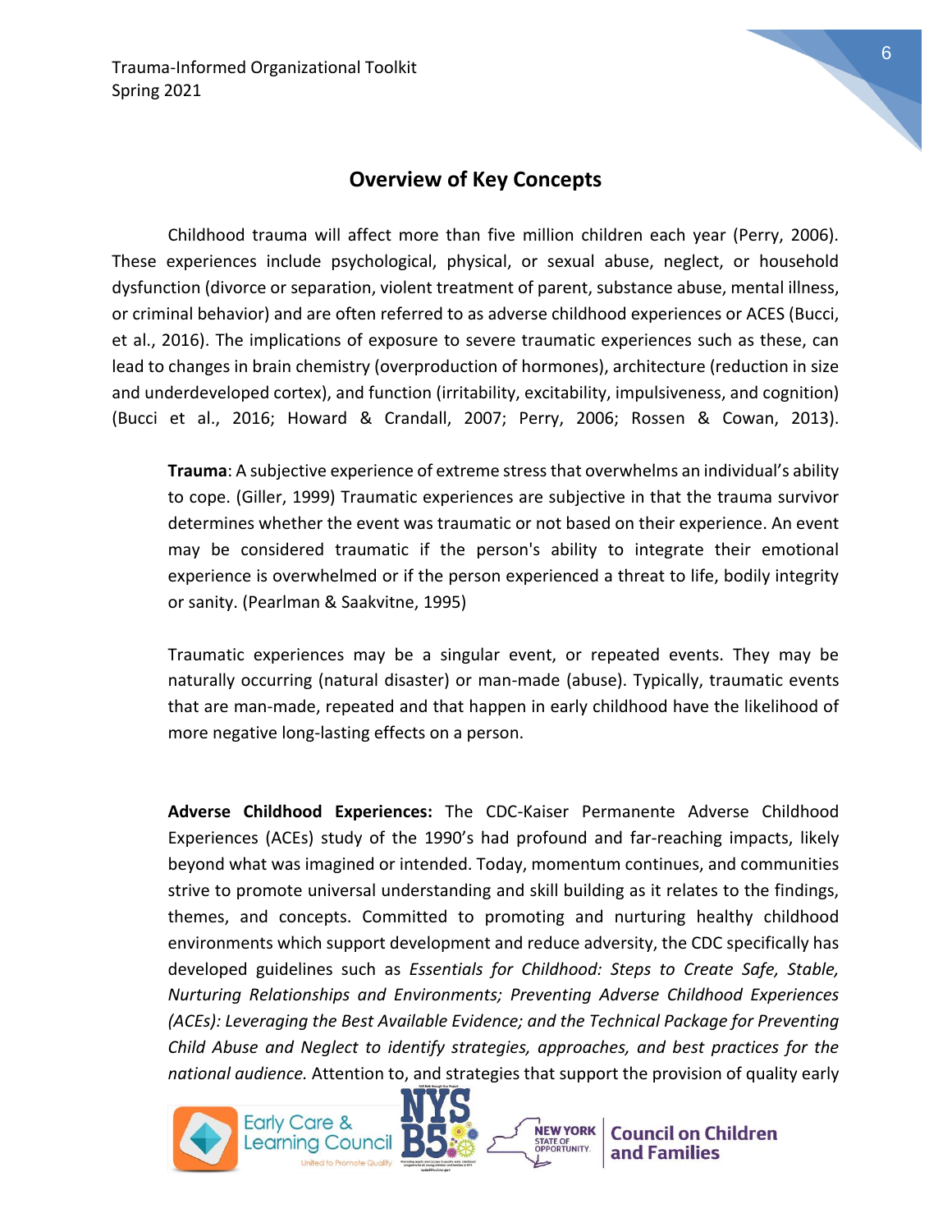## Overview of Key Concepts

Childhood trauma will affect more than five million children each year (Perry, 2006). These experiences include psychological, physical, or sexual abuse, neglect, or household dysfunction (divorce or separation, violent treatment of parent, substance abuse, mental illness, or criminal behavior) and are often referred to as adverse childhood experiences or ACES (Bucci, et al., 2016). The implications of exposure to severe traumatic experiences such as these, can lead to changes in brain chemistry (overproduction of hormones), architecture (reduction in size and underdeveloped cortex), and function (irritability, excitability, impulsiveness, and cognition) (Bucci et al., 2016; Howard & Crandall, 2007; Perry, 2006; Rossen & Cowan, 2013).

**Trauma**: A subjective experience of extreme stress that overwhelms an individual's ability to cope. (Giller, 1999) Traumatic experiences are subjective in that the trauma survivor determines whether the event was traumatic or not based on their experience. An event may be considered traumatic if the person's ability to integrate their emotional experience is overwhelmed or if the person experienced a threat to life, bodily integrity or sanity. (Pearlman & Saakvitne, 1995)

Traumatic experiences may be a singular event, or repeated events. They may be naturally occurring (natural disaster) or man-made (abuse). Typically, traumatic events that are man-made, repeated and that happen in early childhood have the likelihood of more negative long-lasting effects on a person.

**Adverse Childhood Experiences:** The CDC-Kaiser Permanente Adverse Childhood Experiences (ACEs) study of the 1990's had profound and far-reaching impacts, likely beyond what was imagined or intended. Today, momentum continues, and communities strive to promote universal understanding and skill building as it relates to the findings, themes, and concepts. Committed to promoting and nurturing healthy childhood environments which support development and reduce adversity, the CDC specifically has developed guidelines such as *Essentials for Childhood: Steps to Create Safe, Stable, Nurturing Relationships and Environments; Preventing Adverse Childhood Experiences (ACEs): Leveraging the Best Available Evidence; and the Technical Package for Preventing Child Abuse and Neglect to identify strategies, approaches, and best practices for the national audience.* Attention to, and strategies that support the provision of quality early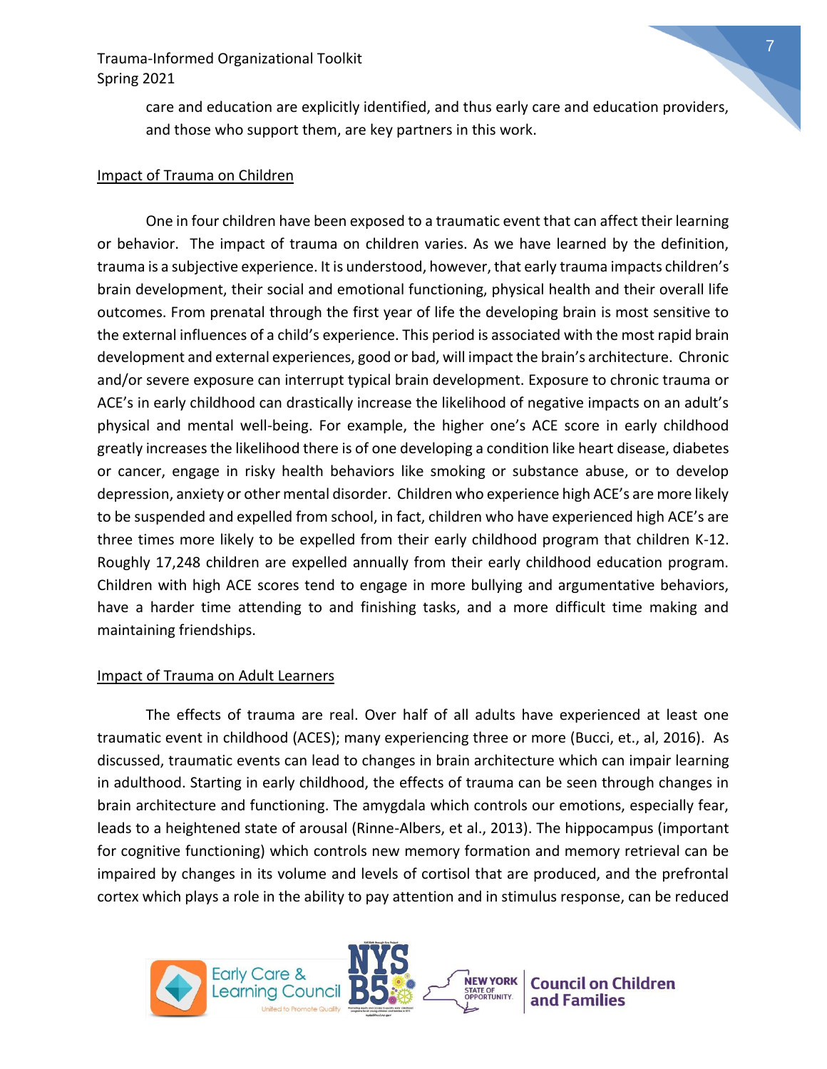care and education are explicitly identified, and thus early care and education providers, and those who support them, are key partners in this work.

## Impact of Trauma on Children

One in four children have been exposed to a traumatic event that can affect their learning or behavior. The impact of trauma on children varies. As we have learned by the definition, trauma is a subjective experience. It is understood, however, that early trauma impacts children's brain development, their social and emotional functioning, physical health and their overall life outcomes. From prenatal through the first year of life the developing brain is most sensitive to the external influences of a child's experience. This period is associated with the most rapid brain development and external experiences, good or bad, will impact the brain's architecture. Chronic and/or severe exposure can interrupt typical brain development. Exposure to chronic trauma or ACE's in early childhood can drastically increase the likelihood of negative impacts on an adult's physical and mental well-being. For example, the higher one's ACE score in early childhood greatly increases the likelihood there is of one developing a condition like heart disease, diabetes or cancer, engage in risky health behaviors like smoking or substance abuse, or to develop depression, anxiety or other mental disorder. Children who experience high ACE's are more likely to be suspended and expelled from school, in fact, children who have experienced high ACE's are three times more likely to be expelled from their early childhood program that children K-12. Roughly 17,248 children are expelled annually from their early childhood education program. Children with high ACE scores tend to engage in more bullying and argumentative behaviors, have a harder time attending to and finishing tasks, and a more difficult time making and maintaining friendships.

## Impact of Trauma on Adult Learners

The effects of trauma are real. Over half of all adults have experienced at least one traumatic event in childhood (ACES); many experiencing three or more (Bucci, et., al, 2016). As discussed, traumatic events can lead to changes in brain architecture which can impair learning in adulthood. Starting in early childhood, the effects of trauma can be seen through changes in brain architecture and functioning. The amygdala which controls our emotions, especially fear, leads to a heightened state of arousal (Rinne-Albers, et al., 2013). The hippocampus (important for cognitive functioning) which controls new memory formation and memory retrieval can be impaired by changes in its volume and levels of cortisol that are produced, and the prefrontal cortex which plays a role in the ability to pay attention and in stimulus response, can be reduced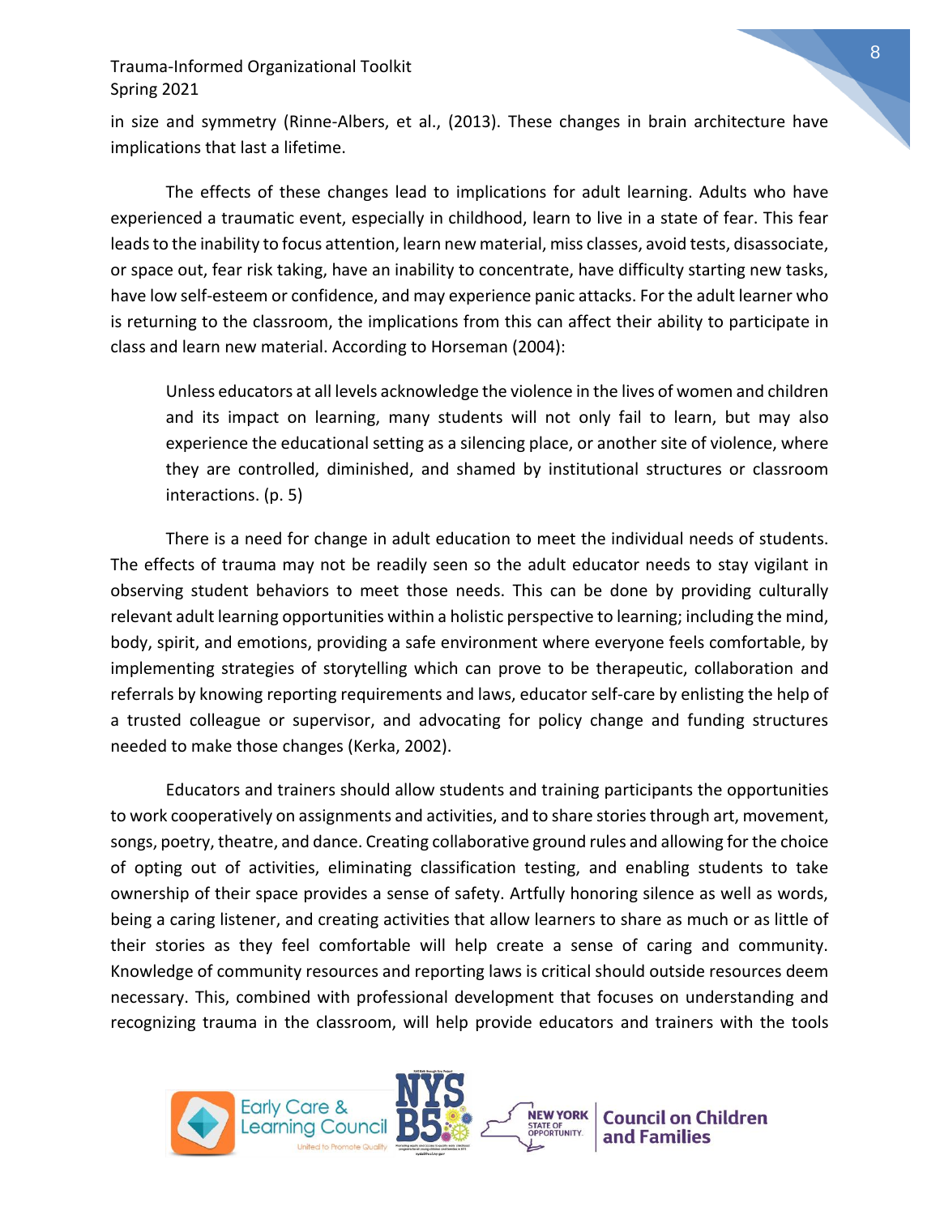in size and symmetry (Rinne-Albers, et al., (2013). These changes in brain architecture have implications that last a lifetime.

The effects of these changes lead to implications for adult learning. Adults who have experienced a traumatic event, especially in childhood, learn to live in a state of fear. This fear leads to the inability to focus attention, learn new material, miss classes, avoid tests, disassociate, or space out, fear risk taking, have an inability to concentrate, have difficulty starting new tasks, have low self-esteem or confidence, and may experience panic attacks. For the adult learner who is returning to the classroom, the implications from this can affect their ability to participate in class and learn new material. According to Horseman (2004):

> Unless educators at all levels acknowledge the violence in the lives of women and children and its impact on learning, many students will not only fail to learn, but may also experience the educational setting as a silencing place, or another site of violence, where they are controlled, diminished, and shamed by institutional structures or classroom interactions. (p. 5)

There is a need for change in adult education to meet the individual needs of students. The effects of trauma may not be readily seen so the adult educator needs to stay vigilant in observing student behaviors to meet those needs. This can be done by providing culturally relevant adult learning opportunities within a holistic perspective to learning; including the mind, body, spirit, and emotions, providing a safe environment where everyone feels comfortable, by implementing strategies of storytelling which can prove to be therapeutic, collaboration and referrals by knowing reporting requirements and laws, educator self-care by enlisting the help of a trusted colleague or supervisor, and advocating for policy change and funding structures needed to make those changes (Kerka, 2002).

Educators and trainers should allow students and training participants the opportunities to work cooperatively on assignments and activities, and to share stories through art, movement, songs, poetry, theatre, and dance. Creating collaborative ground rules and allowing for the choice of opting out of activities, eliminating classification testing, and enabling students to take ownership of their space provides a sense of safety. Artfully honoring silence as well as words, being a caring listener, and creating activities that allow learners to share as much or as little of their stories as they feel comfortable will help create a sense of caring and community. Knowledge of community resources and reporting laws is critical should outside resources deem necessary. This, combined with professional development that focuses on understanding and recognizing trauma in the classroom, will help provide educators and trainers with the tools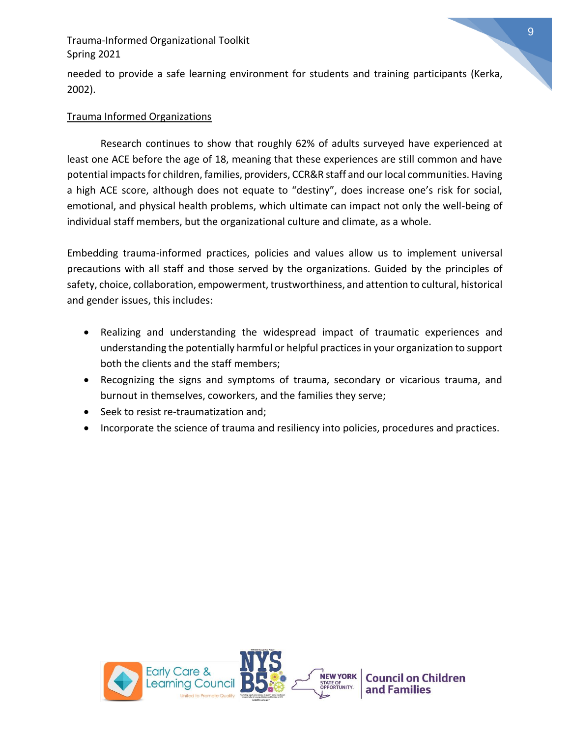needed to provide a safe learning environment for students and training participants (Kerka, 2002).

## Trauma Informed Organizations

Research continues to show that roughly 62% of adults surveyed have experienced at least one ACE before the age of 18, meaning that these experiences are still common and have potential impacts for children, families, providers, CCR&R staff and our local communities. Having a high ACE score, although does not equate to "destiny", does increase one's risk for social, emotional, and physical health problems, which ultimate can impact not only the well-being of individual staff members, but the organizational culture and climate, as a whole.

Embedding trauma-informed practices, policies and values allow us to implement universal precautions with all staff and those served by the organizations. Guided by the principles of safety, choice, collaboration, empowerment, trustworthiness, and attention to cultural, historical and gender issues, this includes:

- Realizing and understanding the widespread impact of traumatic experiences and understanding the potentially harmful or helpful practices in your organization to support both the clients and the staff members;
- Recognizing the signs and symptoms of trauma, secondary or vicarious trauma, and burnout in themselves, coworkers, and the families they serve;
- Seek to resist re-traumatization and;
- Incorporate the science of trauma and resiliency into policies, procedures and practices.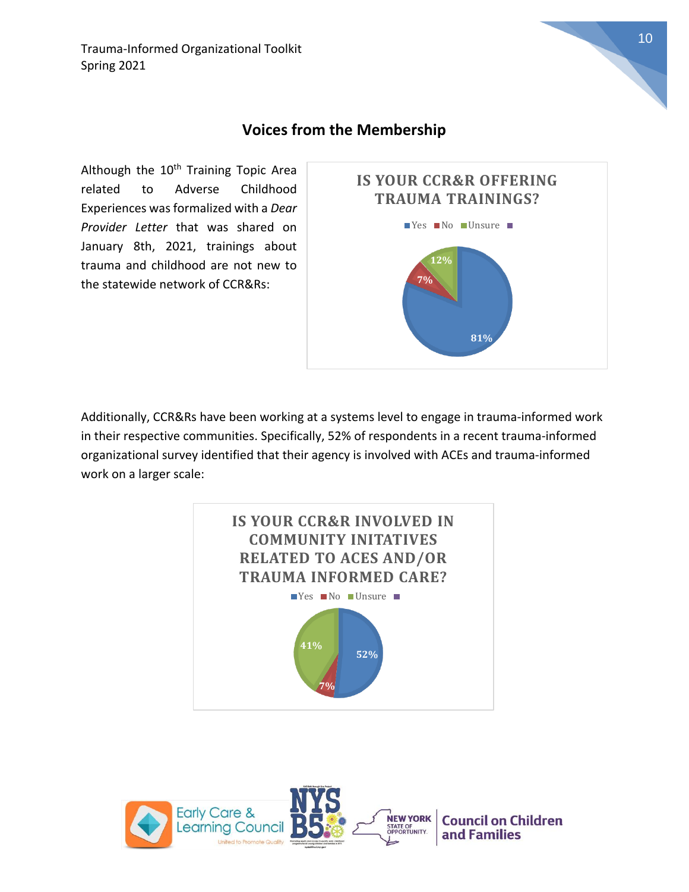## Voices from the Membership

Although the 10th Training Topic Area related to Adverse Childhood Experiences was formalized with a *Dear Provider Letter* that was shared on January 8th, 2021, trainings about trauma and childhood are not new to the statewide network of CCR&Rs:

**IS YOUR CCR&R OFFERING TRAUMA TRAININGS?**

| Response | Percentage |
| --- | --- |
| Yes | 81% |
| No | 7% |
| Unsure | 12% |

Additionally, CCR&Rs have been working at a systems level to engage in trauma-informed work in their respective communities. Specifically, 52% of respondents in a recent trauma-informed organizational survey identified that their agency is involved with ACEs and trauma-informed work on a larger scale:

**IS YOUR CCR&R INVOLVED IN COMMUNITY INITATIVES RELATED TO ACES AND/OR TRAUMA INFORMED CARE?**

| Response | Percentage |
| --- | --- |
| Yes | 52% |
| No | 7% |
| Unsure | 41% |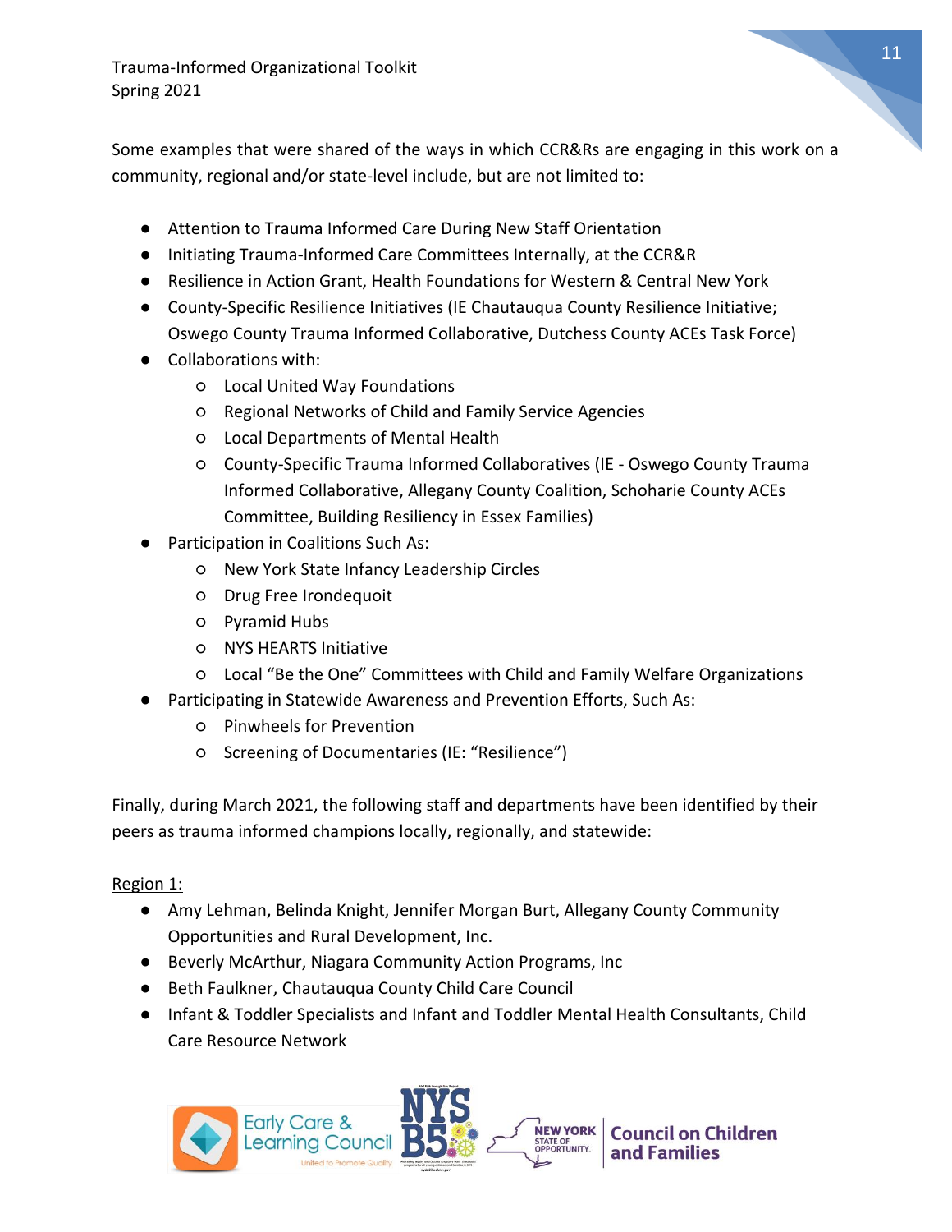Some examples that were shared of the ways in which CCR&Rs are engaging in this work on a community, regional and/or state-level include, but are not limited to:

- Attention to Trauma Informed Care During New Staff Orientation
- Initiating Trauma-Informed Care Committees Internally, at the CCR&R
- Resilience in Action Grant, Health Foundations for Western & Central New York
- County-Specific Resilience Initiatives (IE Chautauqua County Resilience Initiative; Oswego County Trauma Informed Collaborative, Dutchess County ACEs Task Force)
- Collaborations with:
  - Local United Way Foundations
  - Regional Networks of Child and Family Service Agencies
  - Local Departments of Mental Health
  - County-Specific Trauma Informed Collaboratives (IE - Oswego County Trauma Informed Collaborative, Allegany County Coalition, Schoharie County ACEs Committee, Building Resiliency in Essex Families)
- Participation in Coalitions Such As:
  - New York State Infancy Leadership Circles
  - Drug Free Irondequoit
  - Pyramid Hubs
  - NYS HEARTS Initiative
  - Local "Be the One" Committees with Child and Family Welfare Organizations
- Participating in Statewide Awareness and Prevention Efforts, Such As:
  - Pinwheels for Prevention
  - Screening of Documentaries (IE: "Resilience")

Finally, during March 2021, the following staff and departments have been identified by their peers as trauma informed champions locally, regionally, and statewide:

<u>Region 1:</u>

- Amy Lehman, Belinda Knight, Jennifer Morgan Burt, Allegany County Community Opportunities and Rural Development, Inc.
- Beverly McArthur, Niagara Community Action Programs, Inc
- Beth Faulkner, Chautauqua County Child Care Council
- Infant & Toddler Specialists and Infant and Toddler Mental Health Consultants, Child Care Resource Network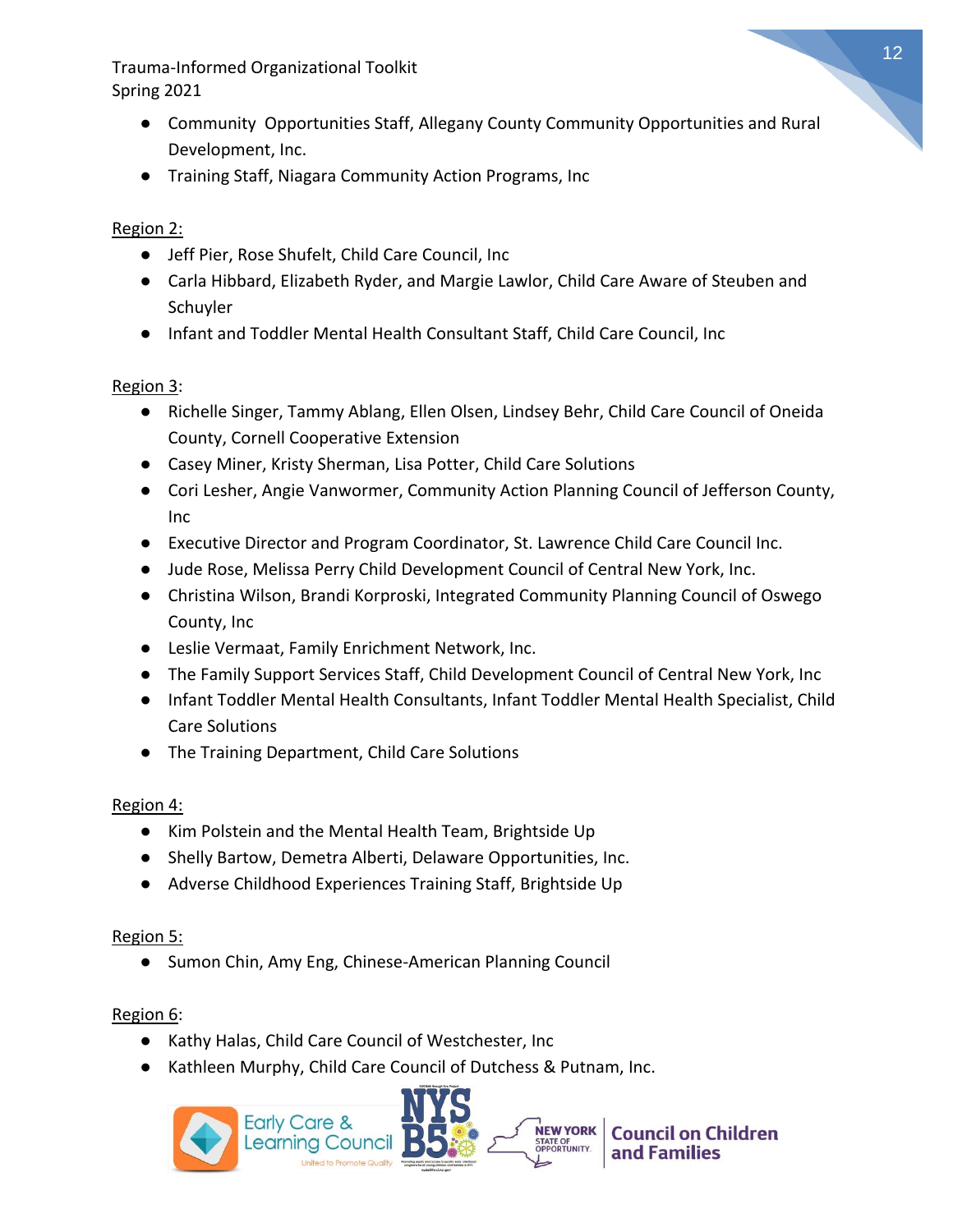- Community  Opportunities Staff, Allegany County Community Opportunities and Rural Development, Inc.
- Training Staff, Niagara Community Action Programs, Inc

Region 2:

- Jeff Pier, Rose Shufelt, Child Care Council, Inc
- Carla Hibbard, Elizabeth Ryder, and Margie Lawlor, Child Care Aware of Steuben and Schuyler
- Infant and Toddler Mental Health Consultant Staff, Child Care Council, Inc

Region 3:

- Richelle Singer, Tammy Ablang, Ellen Olsen, Lindsey Behr, Child Care Council of Oneida County, Cornell Cooperative Extension
- Casey Miner, Kristy Sherman, Lisa Potter, Child Care Solutions
- Cori Lesher, Angie Vanwormer, Community Action Planning Council of Jefferson County, Inc
- Executive Director and Program Coordinator, St. Lawrence Child Care Council Inc.
- Jude Rose, Melissa Perry Child Development Council of Central New York, Inc.
- Christina Wilson, Brandi Korproski, Integrated Community Planning Council of Oswego County, Inc
- Leslie Vermaat, Family Enrichment Network, Inc.
- The Family Support Services Staff, Child Development Council of Central New York, Inc
- Infant Toddler Mental Health Consultants, Infant Toddler Mental Health Specialist, Child Care Solutions
- The Training Department, Child Care Solutions

Region 4:

- Kim Polstein and the Mental Health Team, Brightside Up
- Shelly Bartow, Demetra Alberti, Delaware Opportunities, Inc.
- Adverse Childhood Experiences Training Staff, Brightside Up

Region 5:

- Sumon Chin, Amy Eng, Chinese-American Planning Council

Region 6:

- Kathy Halas, Child Care Council of Westchester, Inc
- Kathleen Murphy, Child Care Council of Dutchess & Putnam, Inc.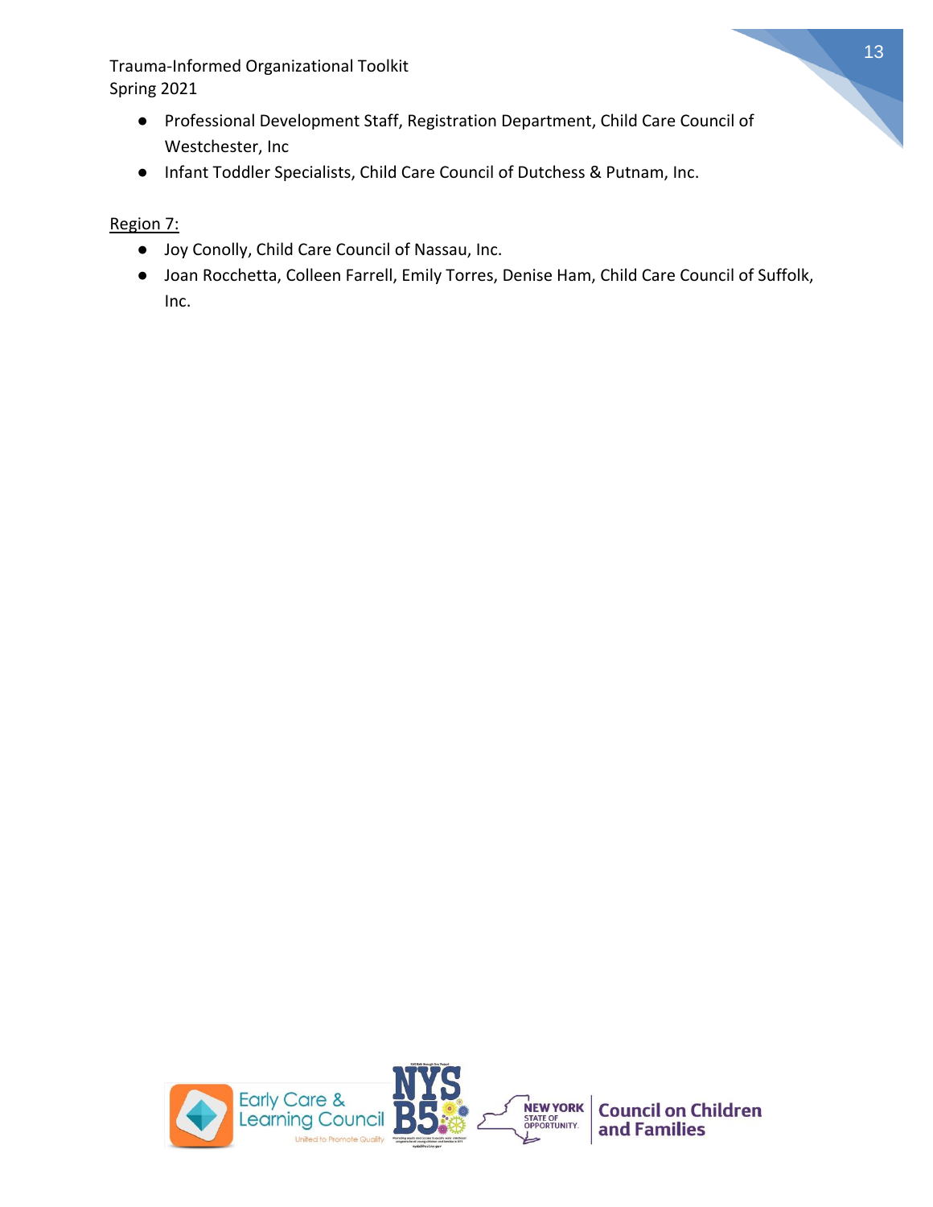- Professional Development Staff, Registration Department, Child Care Council of Westchester, Inc
- Infant Toddler Specialists, Child Care Council of Dutchess & Putnam, Inc.

Region 7:

- Joy Conolly, Child Care Council of Nassau, Inc.
- Joan Rocchetta, Colleen Farrell, Emily Torres, Denise Ham, Child Care Council of Suffolk, Inc.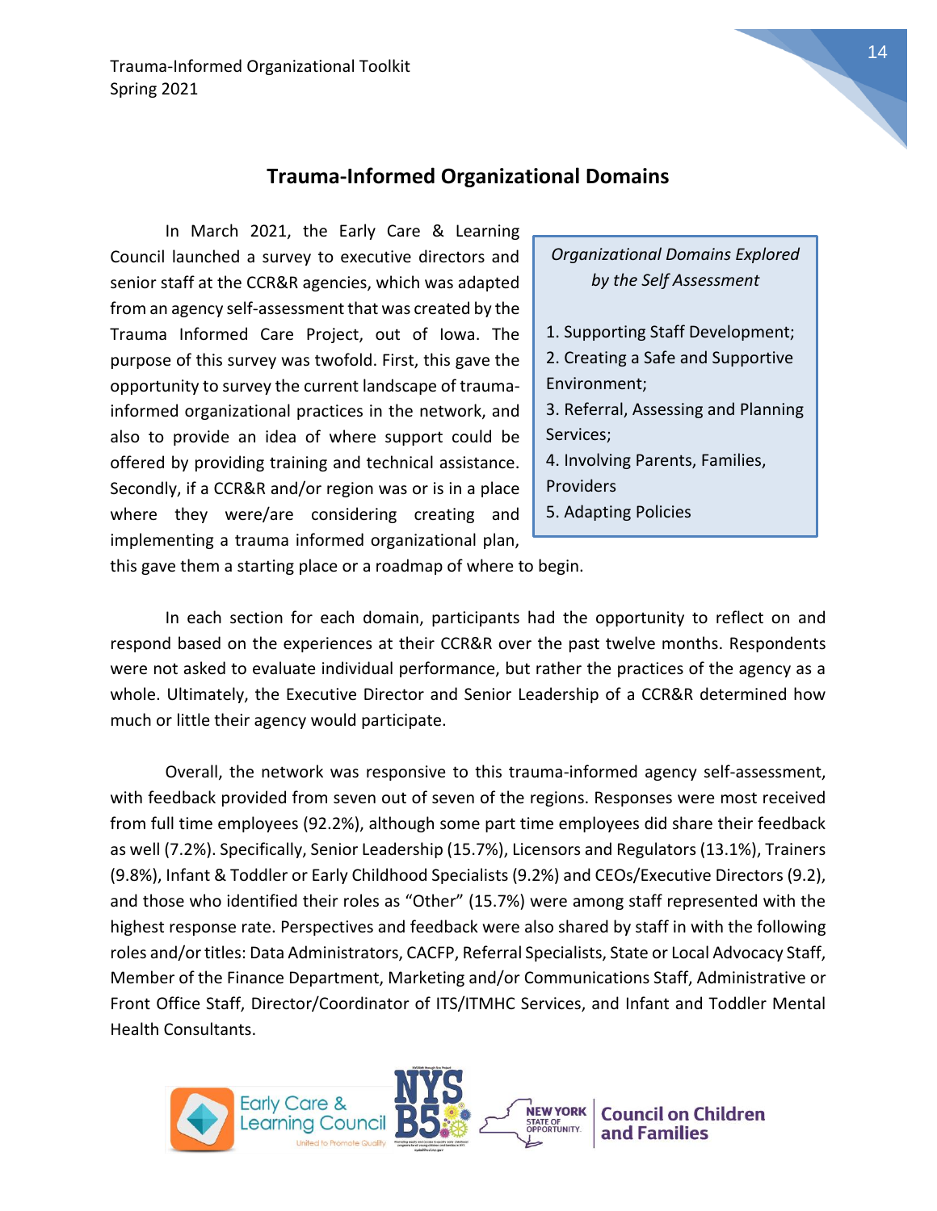## Trauma-Informed Organizational Domains

In March 2021, the Early Care & Learning Council launched a survey to executive directors and senior staff at the CCR&R agencies, which was adapted from an agency self-assessment that was created by the Trauma Informed Care Project, out of Iowa. The purpose of this survey was twofold. First, this gave the opportunity to survey the current landscape of trauma-informed organizational practices in the network, and also to provide an idea of where support could be offered by providing training and technical assistance. Secondly, if a CCR&R and/or region was or is in a place where they were/are considering creating and implementing a trauma informed organizational plan, this gave them a starting place or a roadmap of where to begin.

> *Organizational Domains Explored by the Self Assessment*
>
> 1. Supporting Staff Development;
> 2. Creating a Safe and Supportive Environment;
> 3. Referral, Assessing and Planning Services;
> 4. Involving Parents, Families, Providers
> 5. Adapting Policies

In each section for each domain, participants had the opportunity to reflect on and respond based on the experiences at their CCR&R over the past twelve months. Respondents were not asked to evaluate individual performance, but rather the practices of the agency as a whole. Ultimately, the Executive Director and Senior Leadership of a CCR&R determined how much or little their agency would participate.

Overall, the network was responsive to this trauma-informed agency self-assessment, with feedback provided from seven out of seven of the regions. Responses were most received from full time employees (92.2%), although some part time employees did share their feedback as well (7.2%). Specifically, Senior Leadership (15.7%), Licensors and Regulators (13.1%), Trainers (9.8%), Infant & Toddler or Early Childhood Specialists (9.2%) and CEOs/Executive Directors (9.2), and those who identified their roles as "Other" (15.7%) were among staff represented with the highest response rate. Perspectives and feedback were also shared by staff in with the following roles and/or titles: Data Administrators, CACFP, Referral Specialists, State or Local Advocacy Staff, Member of the Finance Department, Marketing and/or Communications Staff, Administrative or Front Office Staff, Director/Coordinator of ITS/ITMHC Services, and Infant and Toddler Mental Health Consultants.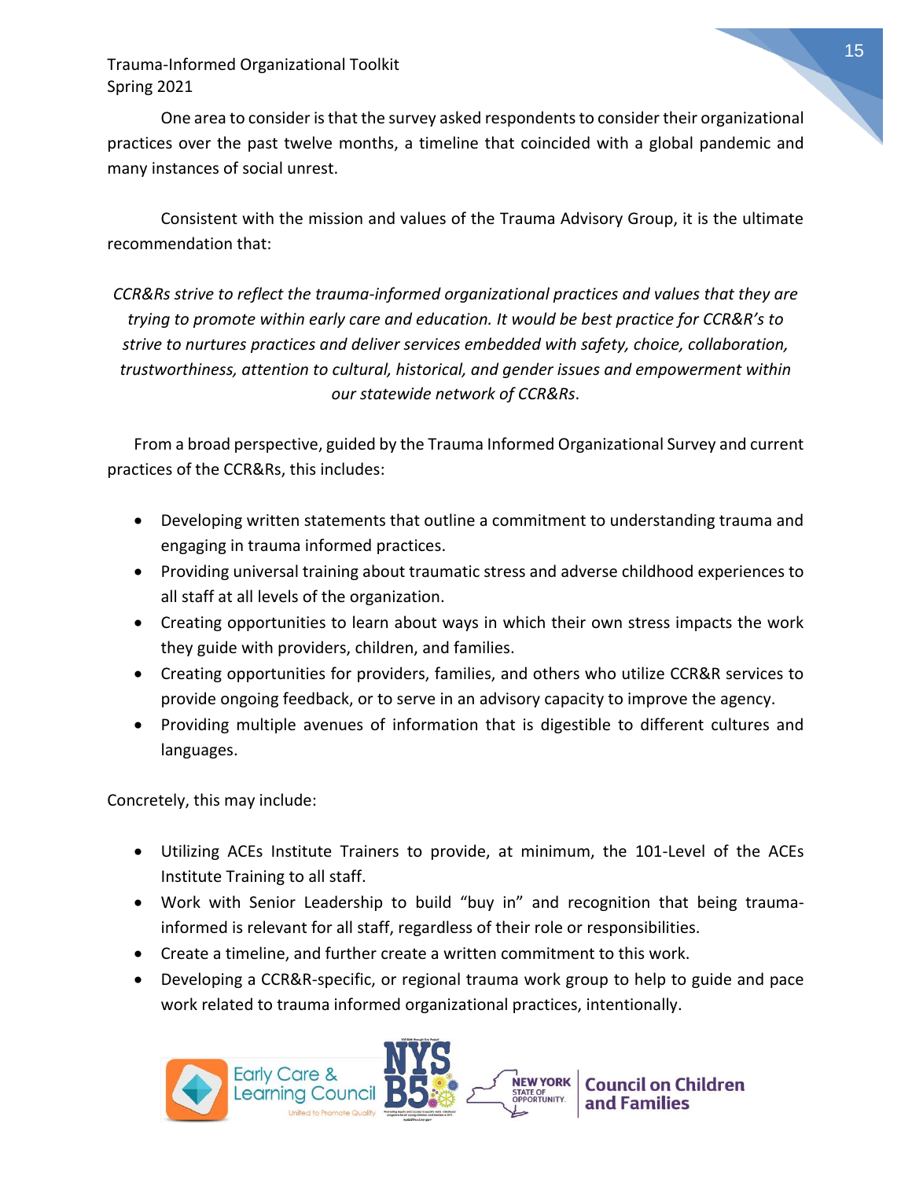One area to consider is that the survey asked respondents to consider their organizational practices over the past twelve months, a timeline that coincided with a global pandemic and many instances of social unrest.

Consistent with the mission and values of the Trauma Advisory Group, it is the ultimate recommendation that:

*CCR&Rs strive to reflect the trauma-informed organizational practices and values that they are trying to promote within early care and education. It would be best practice for CCR&R's to strive to nurtures practices and deliver services embedded with safety, choice, collaboration, trustworthiness, attention to cultural, historical, and gender issues and empowerment within our statewide network of CCR&Rs.*

From a broad perspective, guided by the Trauma Informed Organizational Survey and current practices of the CCR&Rs, this includes:

- Developing written statements that outline a commitment to understanding trauma and engaging in trauma informed practices.
- Providing universal training about traumatic stress and adverse childhood experiences to all staff at all levels of the organization.
- Creating opportunities to learn about ways in which their own stress impacts the work they guide with providers, children, and families.
- Creating opportunities for providers, families, and others who utilize CCR&R services to provide ongoing feedback, or to serve in an advisory capacity to improve the agency.
- Providing multiple avenues of information that is digestible to different cultures and languages.

Concretely, this may include:

- Utilizing ACEs Institute Trainers to provide, at minimum, the 101-Level of the ACEs Institute Training to all staff.
- Work with Senior Leadership to build "buy in" and recognition that being trauma-informed is relevant for all staff, regardless of their role or responsibilities.
- Create a timeline, and further create a written commitment to this work.
- Developing a CCR&R-specific, or regional trauma work group to help to guide and pace work related to trauma informed organizational practices, intentionally.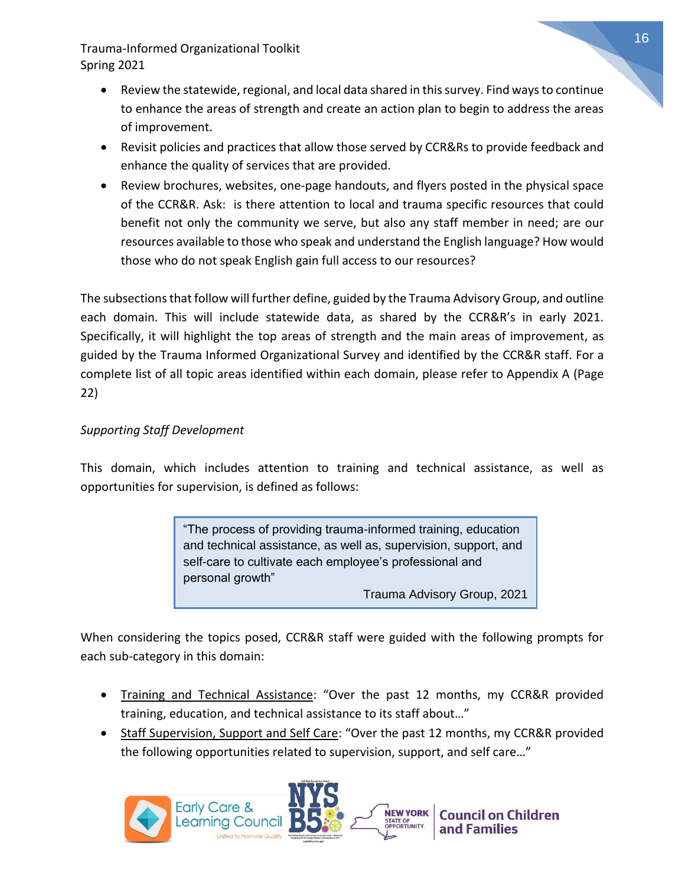- Review the statewide, regional, and local data shared in this survey. Find ways to continue to enhance the areas of strength and create an action plan to begin to address the areas of improvement.
- Revisit policies and practices that allow those served by CCR&Rs to provide feedback and enhance the quality of services that are provided.
- Review brochures, websites, one-page handouts, and flyers posted in the physical space of the CCR&R. Ask: is there attention to local and trauma specific resources that could benefit not only the community we serve, but also any staff member in need; are our resources available to those who speak and understand the English language? How would those who do not speak English gain full access to our resources?

The subsections that follow will further define, guided by the Trauma Advisory Group, and outline each domain. This will include statewide data, as shared by the CCR&R's in early 2021. Specifically, it will highlight the top areas of strength and the main areas of improvement, as guided by the Trauma Informed Organizational Survey and identified by the CCR&R staff. For a complete list of all topic areas identified within each domain, please refer to Appendix A (Page 22)

*Supporting Staff Development*

This domain, which includes attention to training and technical assistance, as well as opportunities for supervision, is defined as follows:

> "The process of providing trauma-informed training, education and technical assistance, as well as, supervision, support, and self-care to cultivate each employee's professional and personal growth"
>
> Trauma Advisory Group, 2021

When considering the topics posed, CCR&R staff were guided with the following prompts for each sub-category in this domain:

- Training and Technical Assistance: "Over the past 12 months, my CCR&R provided training, education, and technical assistance to its staff about…"
- Staff Supervision, Support and Self Care: "Over the past 12 months, my CCR&R provided the following opportunities related to supervision, support, and self care…"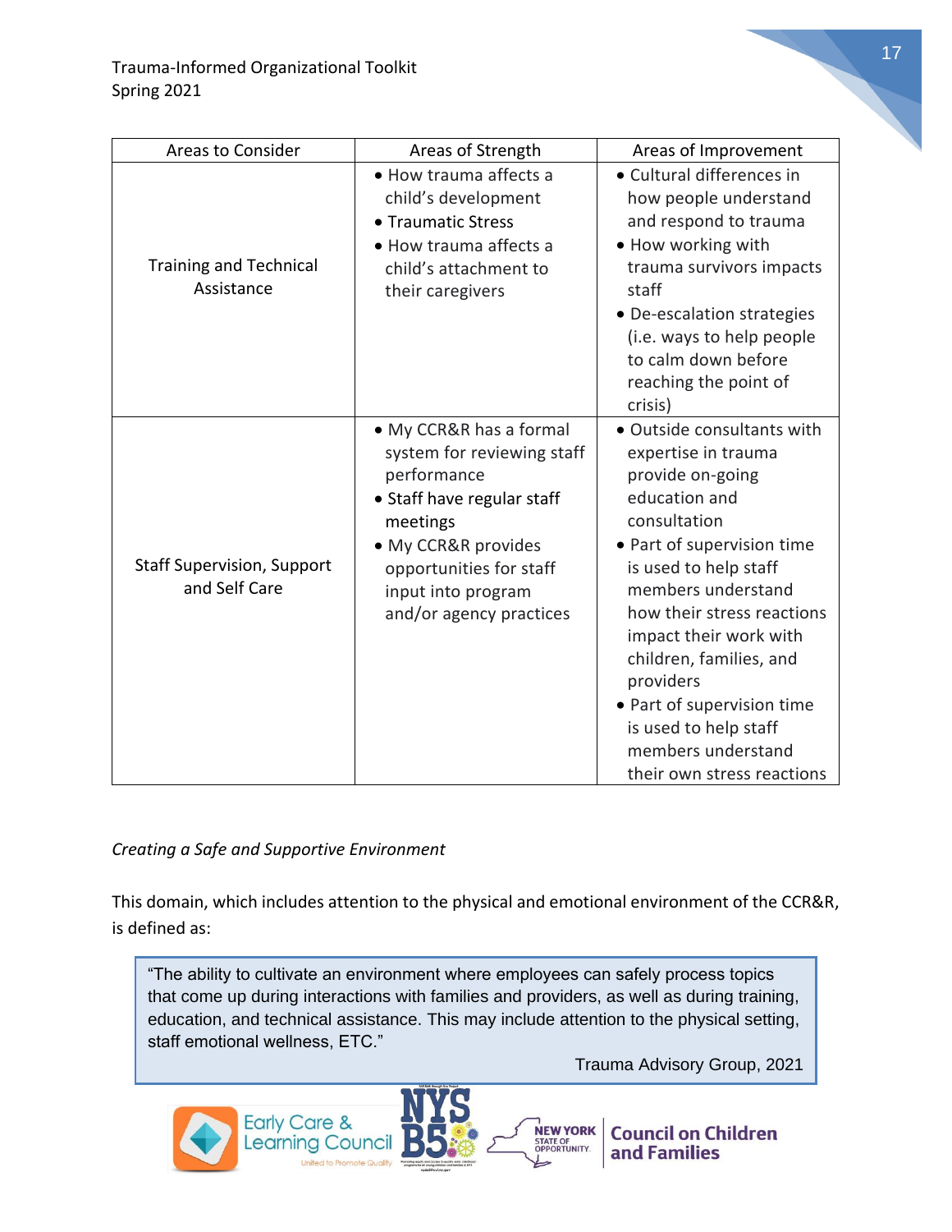| Areas to Consider | Areas of Strength | Areas of Improvement |
|---|---|---|
| Training and Technical Assistance | • How trauma affects a child's development<br>• Traumatic Stress<br>• How trauma affects a child's attachment to their caregivers | • Cultural differences in how people understand and respond to trauma<br>• How working with trauma survivors impacts staff<br>• De-escalation strategies (i.e. ways to help people to calm down before reaching the point of crisis) |
| Staff Supervision, Support and Self Care | • My CCR&R has a formal system for reviewing staff performance<br>• Staff have regular staff meetings<br>• My CCR&R provides opportunities for staff input into program and/or agency practices | • Outside consultants with expertise in trauma provide on-going education and consultation<br>• Part of supervision time is used to help staff members understand how their stress reactions impact their work with children, families, and providers<br>• Part of supervision time is used to help staff members understand their own stress reactions |

*Creating a Safe and Supportive Environment*

This domain, which includes attention to the physical and emotional environment of the CCR&R, is defined as:

> "The ability to cultivate an environment where employees can safely process topics that come up during interactions with families and providers, as well as during training, education, and technical assistance. This may include attention to the physical setting, staff emotional wellness, ETC."
>
> Trauma Advisory Group, 2021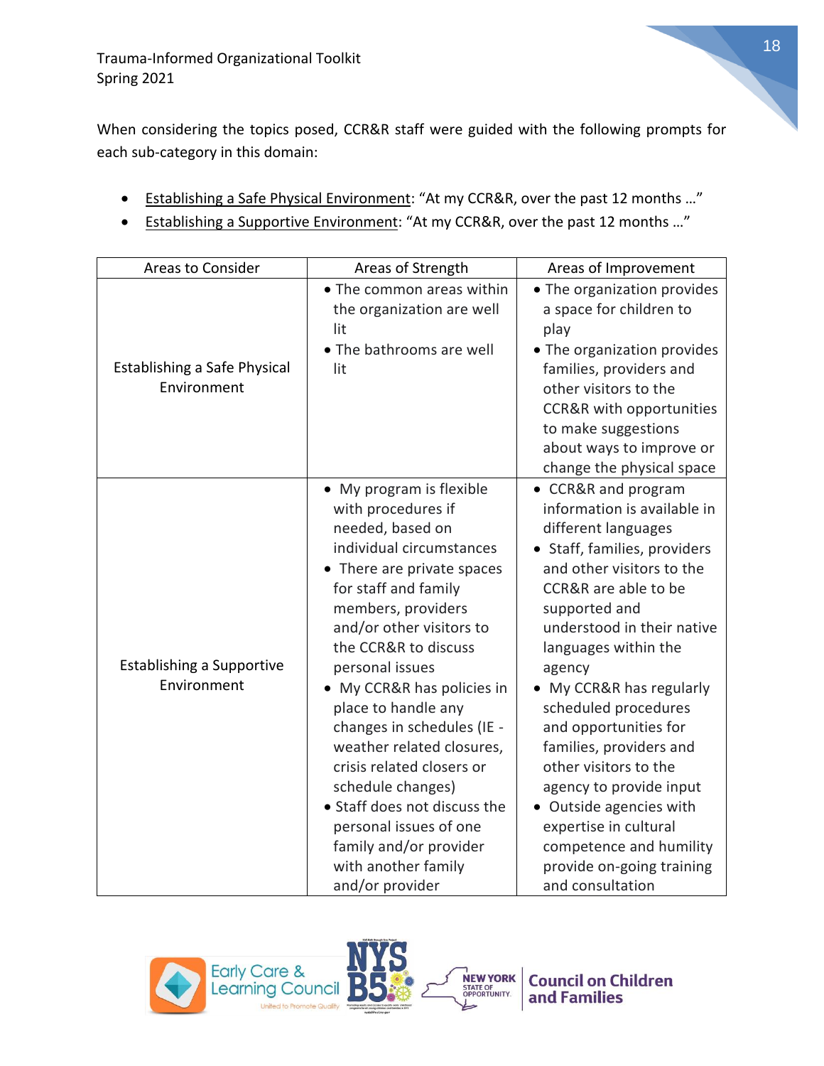When considering the topics posed, CCR&R staff were guided with the following prompts for each sub-category in this domain:

- Establishing a Safe Physical Environment: "At my CCR&R, over the past 12 months …"
- Establishing a Supportive Environment: "At my CCR&R, over the past 12 months …"

| Areas to Consider | Areas of Strength | Areas of Improvement |
|---|---|---|
| Establishing a Safe Physical Environment | • The common areas within the organization are well lit<br>• The bathrooms are well lit | • The organization provides a space for children to play<br>• The organization provides families, providers and other visitors to the CCR&R with opportunities to make suggestions about ways to improve or change the physical space |
| Establishing a Supportive Environment | • My program is flexible with procedures if needed, based on individual circumstances<br>• There are private spaces for staff and family members, providers and/or other visitors to the CCR&R to discuss personal issues<br>• My CCR&R has policies in place to handle any changes in schedules (IE - weather related closures, crisis related closers or schedule changes)<br>• Staff does not discuss the personal issues of one family and/or provider with another family and/or provider | • CCR&R and program information is available in different languages<br>• Staff, families, providers and other visitors to the CCR&R are able to be supported and understood in their native languages within the agency<br>• My CCR&R has regularly scheduled procedures and opportunities for families, providers and other visitors to the agency to provide input<br>• Outside agencies with expertise in cultural competence and humility provide on-going training and consultation |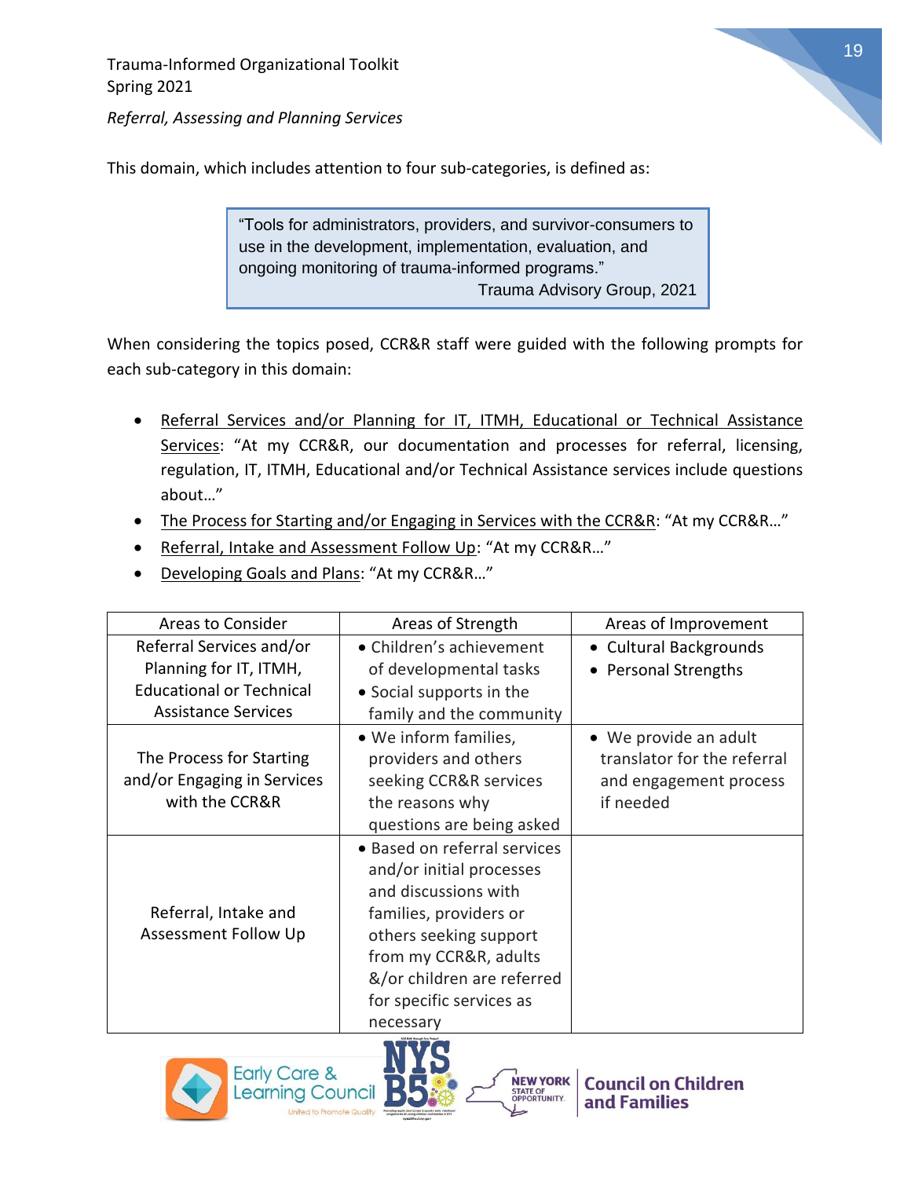*Referral, Assessing and Planning Services*

This domain, which includes attention to four sub-categories, is defined as:

> "Tools for administrators, providers, and survivor-consumers to use in the development, implementation, evaluation, and ongoing monitoring of trauma-informed programs."
> Trauma Advisory Group, 2021

When considering the topics posed, CCR&R staff were guided with the following prompts for each sub-category in this domain:

- Referral Services and/or Planning for IT, ITMH, Educational or Technical Assistance Services: "At my CCR&R, our documentation and processes for referral, licensing, regulation, IT, ITMH, Educational and/or Technical Assistance services include questions about…"
- The Process for Starting and/or Engaging in Services with the CCR&R: "At my CCR&R…"
- Referral, Intake and Assessment Follow Up: "At my CCR&R…"
- Developing Goals and Plans: "At my CCR&R…"

| Areas to Consider | Areas of Strength | Areas of Improvement |
|---|---|---|
| Referral Services and/or Planning for IT, ITMH, Educational or Technical Assistance Services | • Children's achievement of developmental tasks<br>• Social supports in the family and the community | • Cultural Backgrounds<br>• Personal Strengths |
| The Process for Starting and/or Engaging in Services with the CCR&R | • We inform families, providers and others seeking CCR&R services the reasons why questions are being asked | • We provide an adult translator for the referral and engagement process if needed |
| Referral, Intake and Assessment Follow Up | • Based on referral services and/or initial processes and discussions with families, providers or others seeking support from my CCR&R, adults &/or children are referred for specific services as necessary | |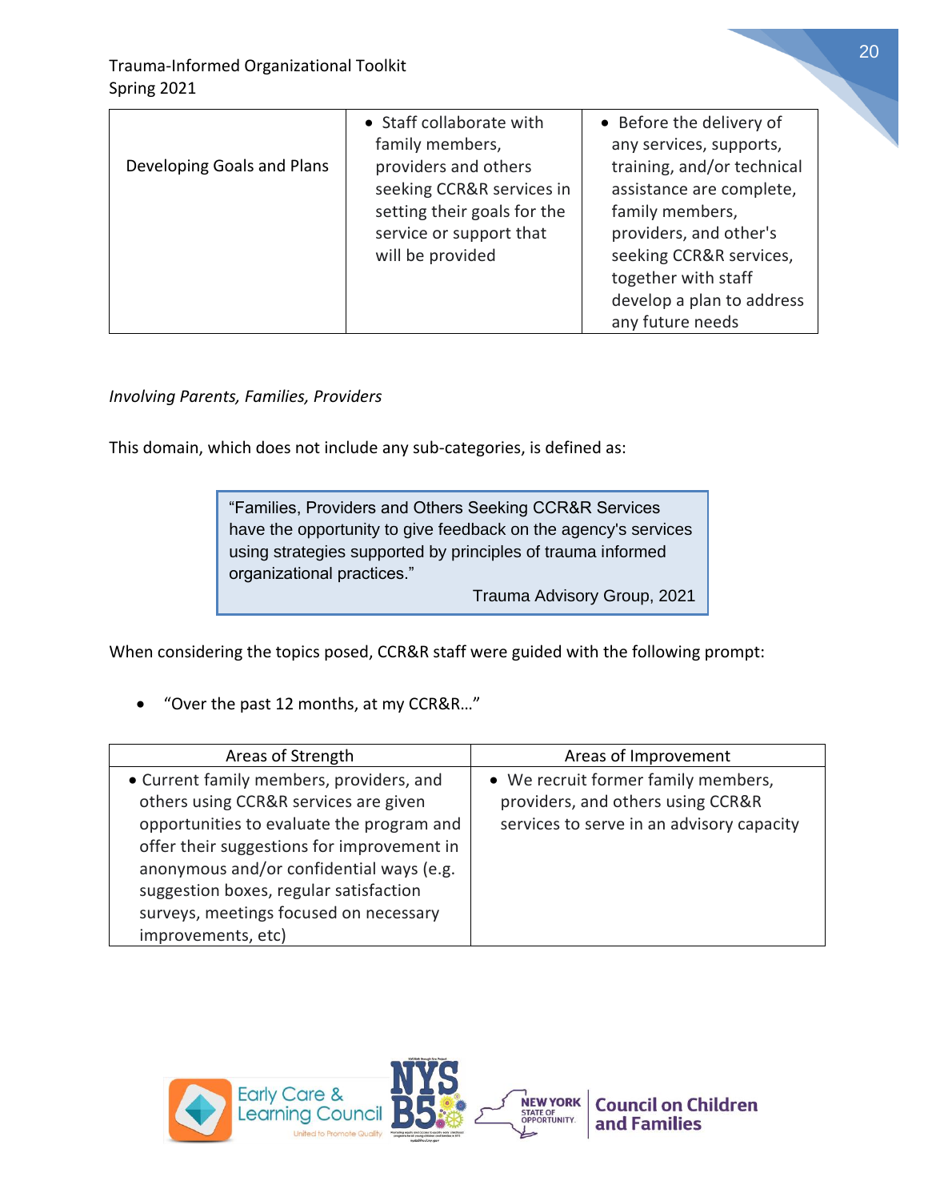| Developing Goals and Plans | • Staff collaborate with family members, providers and others seeking CCR&R services in setting their goals for the service or support that will be provided | • Before the delivery of any services, supports, training, and/or technical assistance are complete, family members, providers, and other's seeking CCR&R services, together with staff develop a plan to address any future needs |
|---|---|---|

*Involving Parents, Families, Providers*

This domain, which does not include any sub-categories, is defined as:

> "Families, Providers and Others Seeking CCR&R Services have the opportunity to give feedback on the agency's services using strategies supported by principles of trauma informed organizational practices."
>
> Trauma Advisory Group, 2021

When considering the topics posed, CCR&R staff were guided with the following prompt:

- "Over the past 12 months, at my CCR&R…"

| Areas of Strength | Areas of Improvement |
|---|---|
| • Current family members, providers, and others using CCR&R services are given opportunities to evaluate the program and offer their suggestions for improvement in anonymous and/or confidential ways (e.g. suggestion boxes, regular satisfaction surveys, meetings focused on necessary improvements, etc) | • We recruit former family members, providers, and others using CCR&R services to serve in an advisory capacity |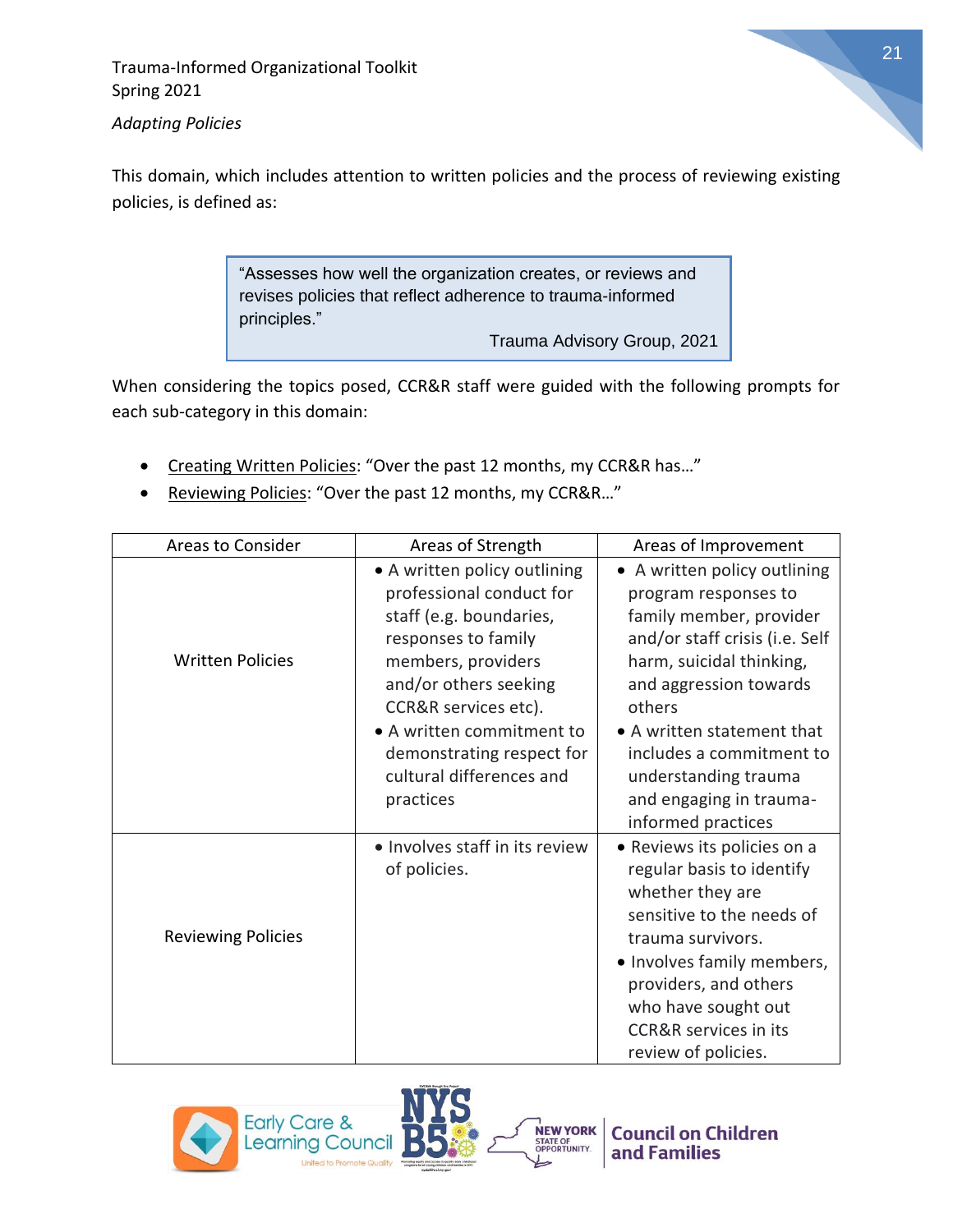*Adapting Policies*

This domain, which includes attention to written policies and the process of reviewing existing policies, is defined as:

> "Assesses how well the organization creates, or reviews and revises policies that reflect adherence to trauma-informed principles."
>
> Trauma Advisory Group, 2021

When considering the topics posed, CCR&R staff were guided with the following prompts for each sub-category in this domain:

- Creating Written Policies: "Over the past 12 months, my CCR&R has…"
- Reviewing Policies: "Over the past 12 months, my CCR&R…"

| Areas to Consider | Areas of Strength | Areas of Improvement |
|---|---|---|
| Written Policies | • A written policy outlining professional conduct for staff (e.g. boundaries, responses to family members, providers and/or others seeking CCR&R services etc).<br>• A written commitment to demonstrating respect for cultural differences and practices | • A written policy outlining program responses to family member, provider and/or staff crisis (i.e. Self harm, suicidal thinking, and aggression towards others<br>• A written statement that includes a commitment to understanding trauma and engaging in trauma-informed practices |
| Reviewing Policies | • Involves staff in its review of policies. | • Reviews its policies on a regular basis to identify whether they are sensitive to the needs of trauma survivors.<br>• Involves family members, providers, and others who have sought out CCR&R services in its review of policies. |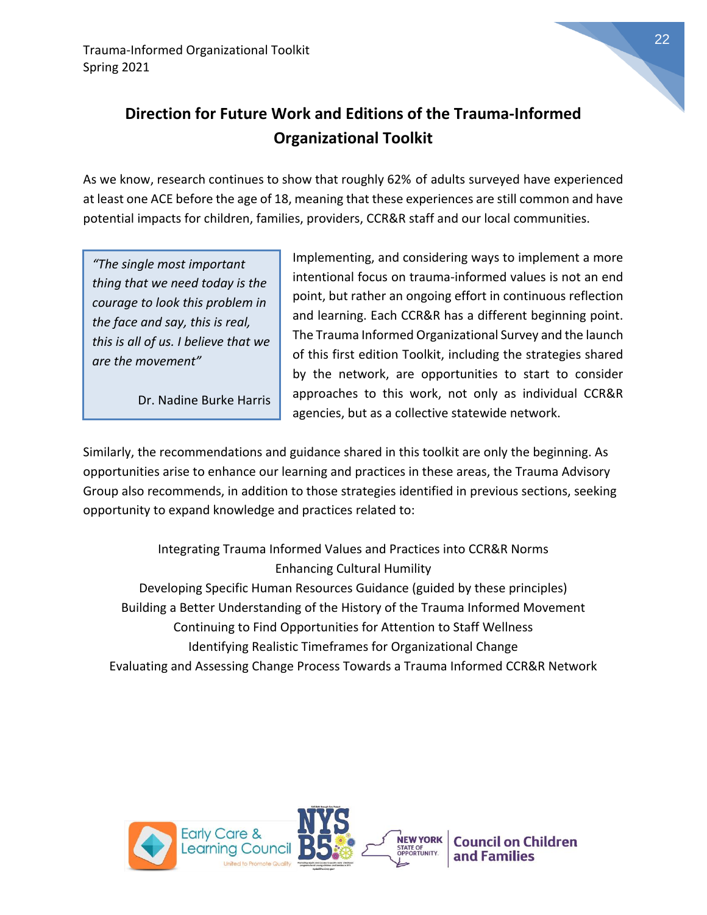## Direction for Future Work and Editions of the Trauma-Informed Organizational Toolkit

As we know, research continues to show that roughly 62% of adults surveyed have experienced at least one ACE before the age of 18, meaning that these experiences are still common and have potential impacts for children, families, providers, CCR&R staff and our local communities.

> *"The single most important thing that we need today is the courage to look this problem in the face and say, this is real, this is all of us. I believe that we are the movement"*
>
> Dr. Nadine Burke Harris

Implementing, and considering ways to implement a more intentional focus on trauma-informed values is not an end point, but rather an ongoing effort in continuous reflection and learning. Each CCR&R has a different beginning point. The Trauma Informed Organizational Survey and the launch of this first edition Toolkit, including the strategies shared by the network, are opportunities to start to consider approaches to this work, not only as individual CCR&R agencies, but as a collective statewide network.

Similarly, the recommendations and guidance shared in this toolkit are only the beginning. As opportunities arise to enhance our learning and practices in these areas, the Trauma Advisory Group also recommends, in addition to those strategies identified in previous sections, seeking opportunity to expand knowledge and practices related to:

Integrating Trauma Informed Values and Practices into CCR&R Norms
Enhancing Cultural Humility
Developing Specific Human Resources Guidance (guided by these principles)
Building a Better Understanding of the History of the Trauma Informed Movement
Continuing to Find Opportunities for Attention to Staff Wellness
Identifying Realistic Timeframes for Organizational Change
Evaluating and Assessing Change Process Towards a Trauma Informed CCR&R Network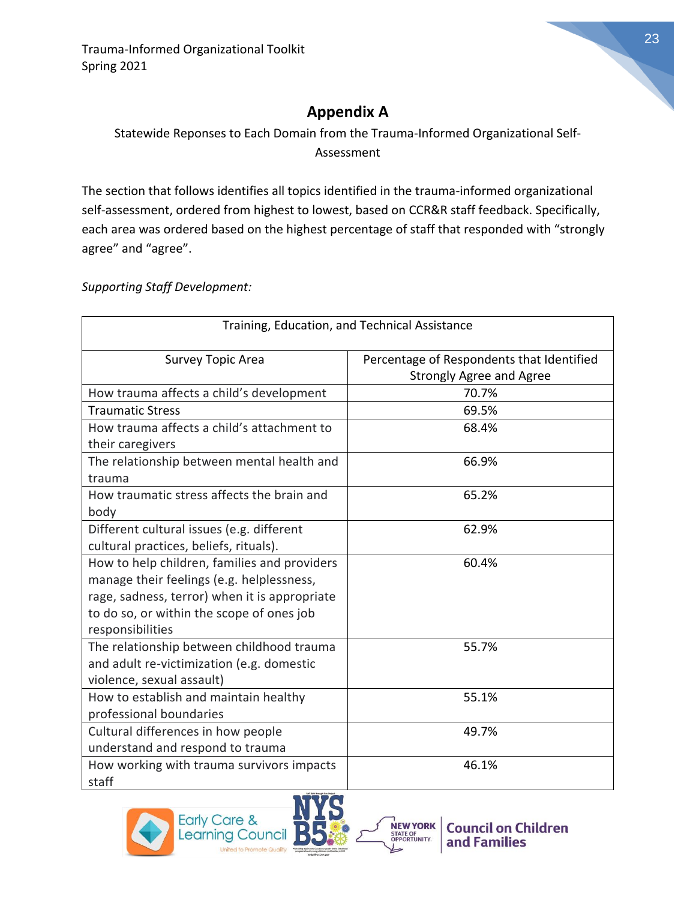# Appendix A

Statewide Reponses to Each Domain from the Trauma-Informed Organizational Self-Assessment

The section that follows identifies all topics identified in the trauma-informed organizational self-assessment, ordered from highest to lowest, based on CCR&R staff feedback. Specifically, each area was ordered based on the highest percentage of staff that responded with "strongly agree" and "agree".

*Supporting Staff Development:*

| Training, Education, and Technical Assistance | |
|---|---|
| Survey Topic Area | Percentage of Respondents that Identified Strongly Agree and Agree |
| How trauma affects a child's development | 70.7% |
| Traumatic Stress | 69.5% |
| How trauma affects a child's attachment to their caregivers | 68.4% |
| The relationship between mental health and trauma | 66.9% |
| How traumatic stress affects the brain and body | 65.2% |
| Different cultural issues (e.g. different cultural practices, beliefs, rituals). | 62.9% |
| How to help children, families and providers manage their feelings (e.g. helplessness, rage, sadness, terror) when it is appropriate to do so, or within the scope of ones job responsibilities | 60.4% |
| The relationship between childhood trauma and adult re-victimization (e.g. domestic violence, sexual assault) | 55.7% |
| How to establish and maintain healthy professional boundaries | 55.1% |
| Cultural differences in how people understand and respond to trauma | 49.7% |
| How working with trauma survivors impacts staff | 46.1% |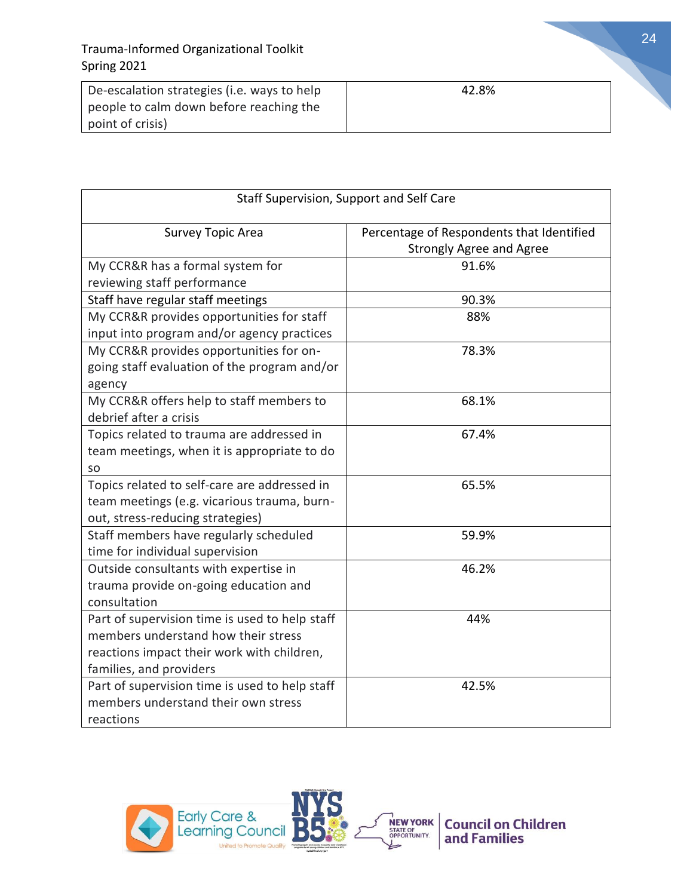| De-escalation strategies (i.e. ways to help people to calm down before reaching the point of crisis) | 42.8% |
|---|---|

| Staff Supervision, Support and Self Care | |
|---|---|
| Survey Topic Area | Percentage of Respondents that Identified Strongly Agree and Agree |
| My CCR&R has a formal system for reviewing staff performance | 91.6% |
| Staff have regular staff meetings | 90.3% |
| My CCR&R provides opportunities for staff input into program and/or agency practices | 88% |
| My CCR&R provides opportunities for on-going staff evaluation of the program and/or agency | 78.3% |
| My CCR&R offers help to staff members to debrief after a crisis | 68.1% |
| Topics related to trauma are addressed in team meetings, when it is appropriate to do so | 67.4% |
| Topics related to self-care are addressed in team meetings (e.g. vicarious trauma, burn-out, stress-reducing strategies) | 65.5% |
| Staff members have regularly scheduled time for individual supervision | 59.9% |
| Outside consultants with expertise in trauma provide on-going education and consultation | 46.2% |
| Part of supervision time is used to help staff members understand how their stress reactions impact their work with children, families, and providers | 44% |
| Part of supervision time is used to help staff members understand their own stress reactions | 42.5% |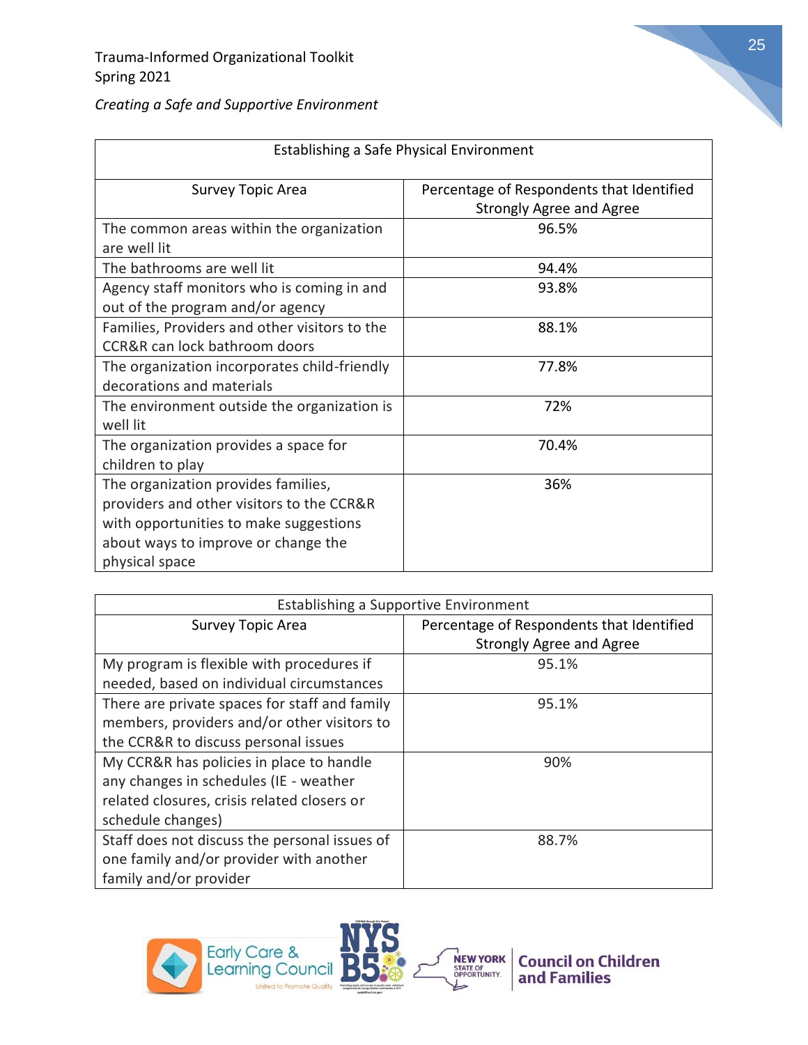*Creating a Safe and Supportive Environment*

| Establishing a Safe Physical Environment | |
|---|---|
| Survey Topic Area | Percentage of Respondents that Identified Strongly Agree and Agree |
| The common areas within the organization are well lit | 96.5% |
| The bathrooms are well lit | 94.4% |
| Agency staff monitors who is coming in and out of the program and/or agency | 93.8% |
| Families, Providers and other visitors to the CCR&R can lock bathroom doors | 88.1% |
| The organization incorporates child-friendly decorations and materials | 77.8% |
| The environment outside the organization is well lit | 72% |
| The organization provides a space for children to play | 70.4% |
| The organization provides families, providers and other visitors to the CCR&R with opportunities to make suggestions about ways to improve or change the physical space | 36% |

| Establishing a Supportive Environment | |
|---|---|
| Survey Topic Area | Percentage of Respondents that Identified Strongly Agree and Agree |
| My program is flexible with procedures if needed, based on individual circumstances | 95.1% |
| There are private spaces for staff and family members, providers and/or other visitors to the CCR&R to discuss personal issues | 95.1% |
| My CCR&R has policies in place to handle any changes in schedules (IE - weather related closures, crisis related closers or schedule changes) | 90% |
| Staff does not discuss the personal issues of one family and/or provider with another family and/or provider | 88.7% |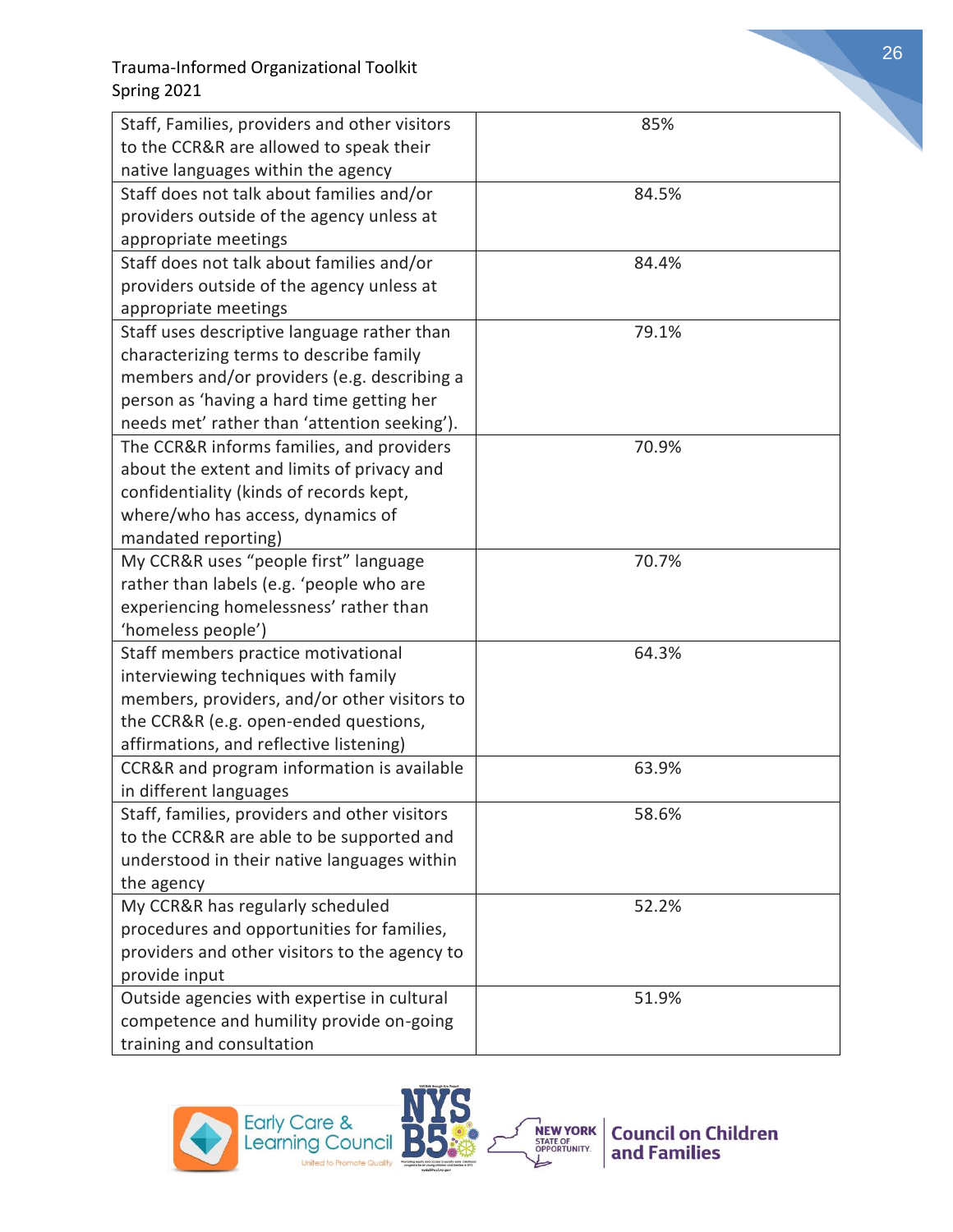| Staff, Families, providers and other visitors to the CCR&R are allowed to speak their native languages within the agency | 85% |
|---|---|
| Staff does not talk about families and/or providers outside of the agency unless at appropriate meetings | 84.5% |
| Staff does not talk about families and/or providers outside of the agency unless at appropriate meetings | 84.4% |
| Staff uses descriptive language rather than characterizing terms to describe family members and/or providers (e.g. describing a person as 'having a hard time getting her needs met' rather than 'attention seeking'). | 79.1% |
| The CCR&R informs families, and providers about the extent and limits of privacy and confidentiality (kinds of records kept, where/who has access, dynamics of mandated reporting) | 70.9% |
| My CCR&R uses "people first" language rather than labels (e.g. 'people who are experiencing homelessness' rather than 'homeless people') | 70.7% |
| Staff members practice motivational interviewing techniques with family members, providers, and/or other visitors to the CCR&R (e.g. open-ended questions, affirmations, and reflective listening) | 64.3% |
| CCR&R and program information is available in different languages | 63.9% |
| Staff, families, providers and other visitors to the CCR&R are able to be supported and understood in their native languages within the agency | 58.6% |
| My CCR&R has regularly scheduled procedures and opportunities for families, providers and other visitors to the agency to provide input | 52.2% |
| Outside agencies with expertise in cultural competence and humility provide on-going training and consultation | 51.9% |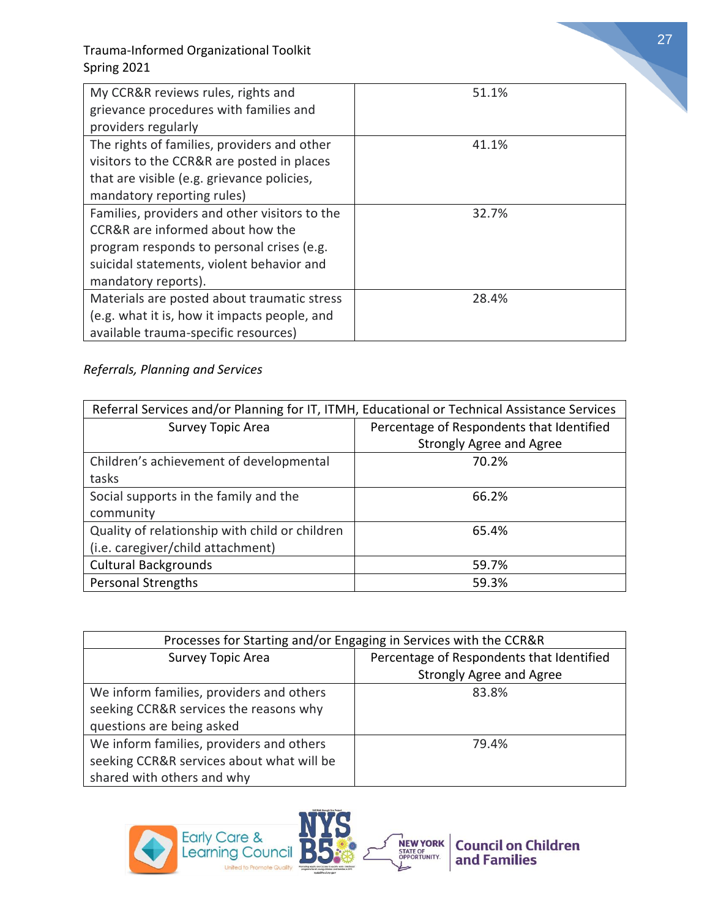| | |
|---|---|
| My CCR&R reviews rules, rights and grievance procedures with families and providers regularly | 51.1% |
| The rights of families, providers and other visitors to the CCR&R are posted in places that are visible (e.g. grievance policies, mandatory reporting rules) | 41.1% |
| Families, providers and other visitors to the CCR&R are informed about how the program responds to personal crises (e.g. suicidal statements, violent behavior and mandatory reports). | 32.7% |
| Materials are posted about traumatic stress (e.g. what it is, how it impacts people, and available trauma-specific resources) | 28.4% |

*Referrals, Planning and Services*

| Referral Services and/or Planning for IT, ITMH, Educational or Technical Assistance Services | |
|---|---|
| Survey Topic Area | Percentage of Respondents that Identified Strongly Agree and Agree |
| Children's achievement of developmental tasks | 70.2% |
| Social supports in the family and the community | 66.2% |
| Quality of relationship with child or children (i.e. caregiver/child attachment) | 65.4% |
| Cultural Backgrounds | 59.7% |
| Personal Strengths | 59.3% |

| Processes for Starting and/or Engaging in Services with the CCR&R | |
|---|---|
| Survey Topic Area | Percentage of Respondents that Identified Strongly Agree and Agree |
| We inform families, providers and others seeking CCR&R services the reasons why questions are being asked | 83.8% |
| We inform families, providers and others seeking CCR&R services about what will be shared with others and why | 79.4% |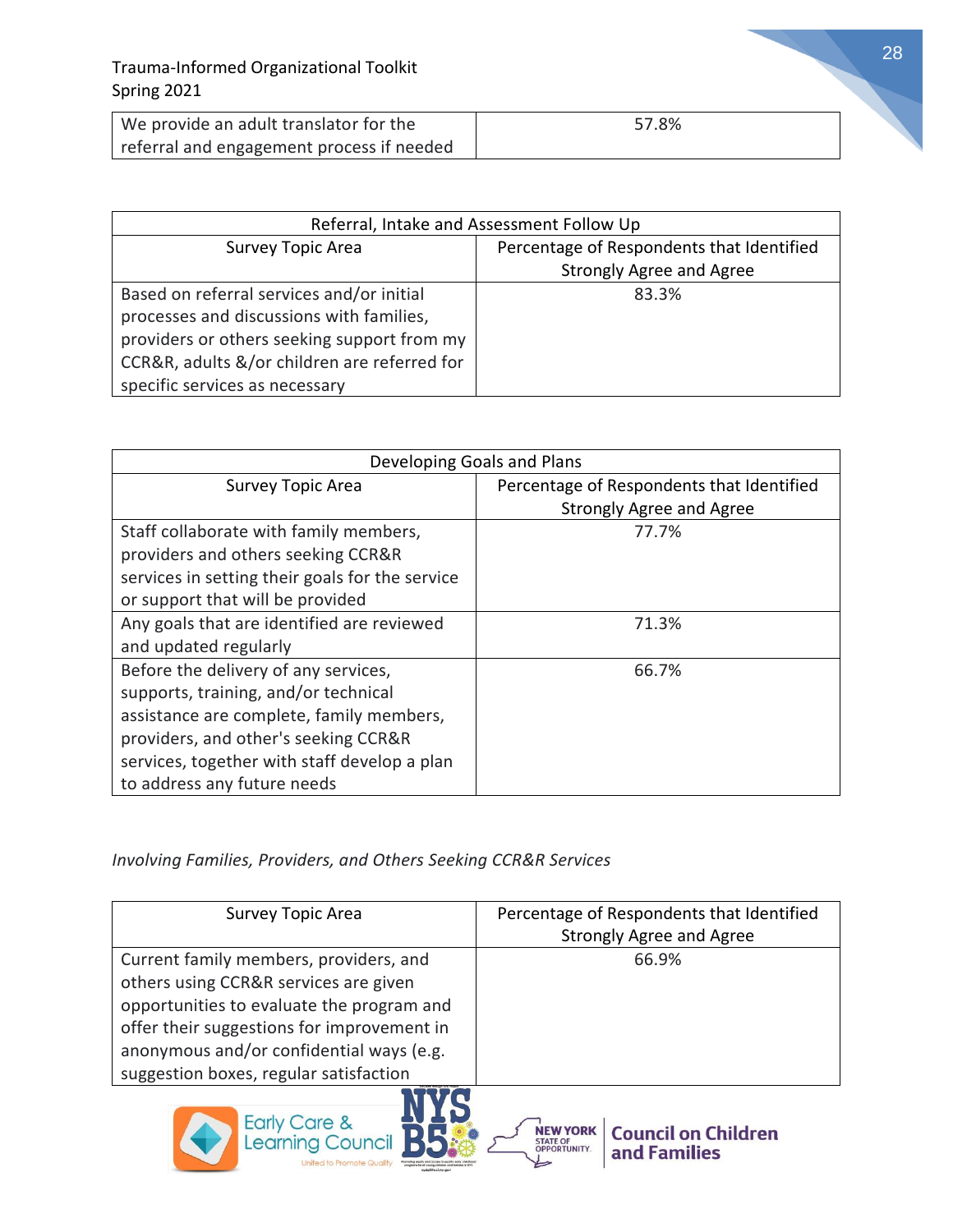| We provide an adult translator for the referral and engagement process if needed | 57.8% |
|---|---|

| Referral, Intake and Assessment Follow Up | |
|---|---|
| Survey Topic Area | Percentage of Respondents that Identified Strongly Agree and Agree |
| Based on referral services and/or initial processes and discussions with families, providers or others seeking support from my CCR&R, adults &/or children are referred for specific services as necessary | 83.3% |

| Developing Goals and Plans | |
|---|---|
| Survey Topic Area | Percentage of Respondents that Identified Strongly Agree and Agree |
| Staff collaborate with family members, providers and others seeking CCR&R services in setting their goals for the service or support that will be provided | 77.7% |
| Any goals that are identified are reviewed and updated regularly | 71.3% |
| Before the delivery of any services, supports, training, and/or technical assistance are complete, family members, providers, and other's seeking CCR&R services, together with staff develop a plan to address any future needs | 66.7% |

*Involving Families, Providers, and Others Seeking CCR&R Services*

| Survey Topic Area | Percentage of Respondents that Identified Strongly Agree and Agree |
|---|---|
| Current family members, providers, and others using CCR&R services are given opportunities to evaluate the program and offer their suggestions for improvement in anonymous and/or confidential ways (e.g. suggestion boxes, regular satisfaction | 66.9% |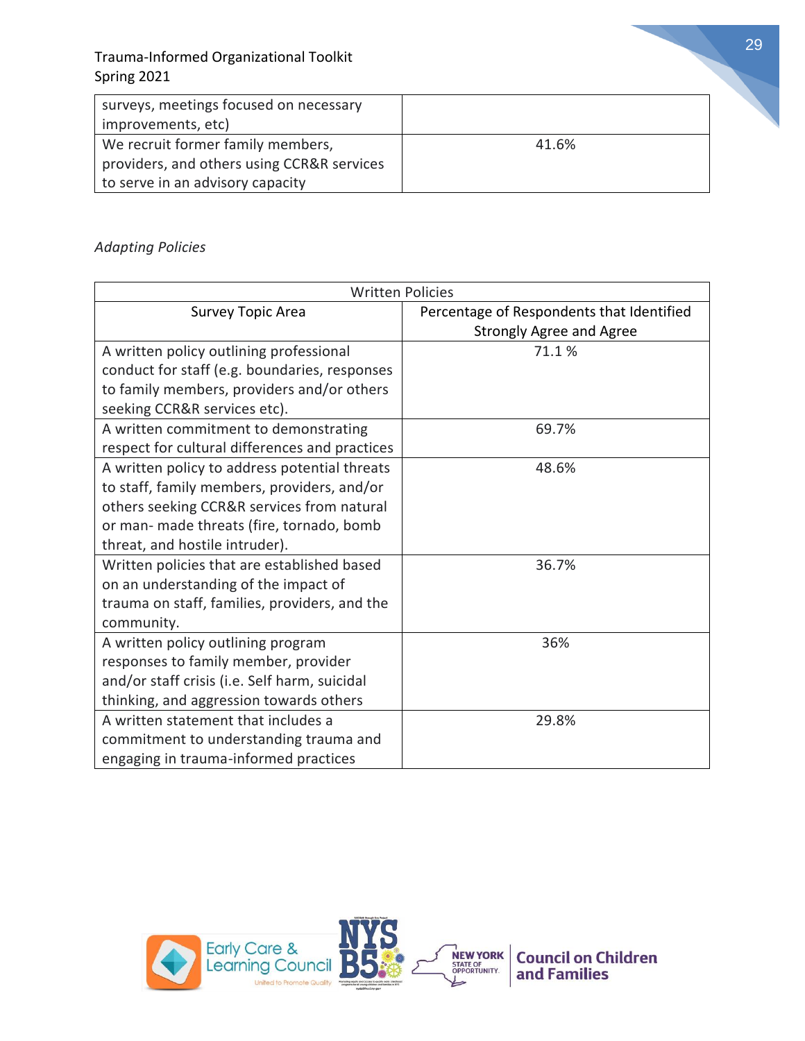| | |
|---|---|
| surveys, meetings focused on necessary improvements, etc) | |
| We recruit former family members, providers, and others using CCR&R services to serve in an advisory capacity | 41.6% |

*Adapting Policies*

| Written Policies | |
|---|---|
| Survey Topic Area | Percentage of Respondents that Identified Strongly Agree and Agree |
| A written policy outlining professional conduct for staff (e.g. boundaries, responses to family members, providers and/or others seeking CCR&R services etc). | 71.1 % |
| A written commitment to demonstrating respect for cultural differences and practices | 69.7% |
| A written policy to address potential threats to staff, family members, providers, and/or others seeking CCR&R services from natural or man- made threats (fire, tornado, bomb threat, and hostile intruder). | 48.6% |
| Written policies that are established based on an understanding of the impact of trauma on staff, families, providers, and the community. | 36.7% |
| A written policy outlining program responses to family member, provider and/or staff crisis (i.e. Self harm, suicidal thinking, and aggression towards others | 36% |
| A written statement that includes a commitment to understanding trauma and engaging in trauma-informed practices | 29.8% |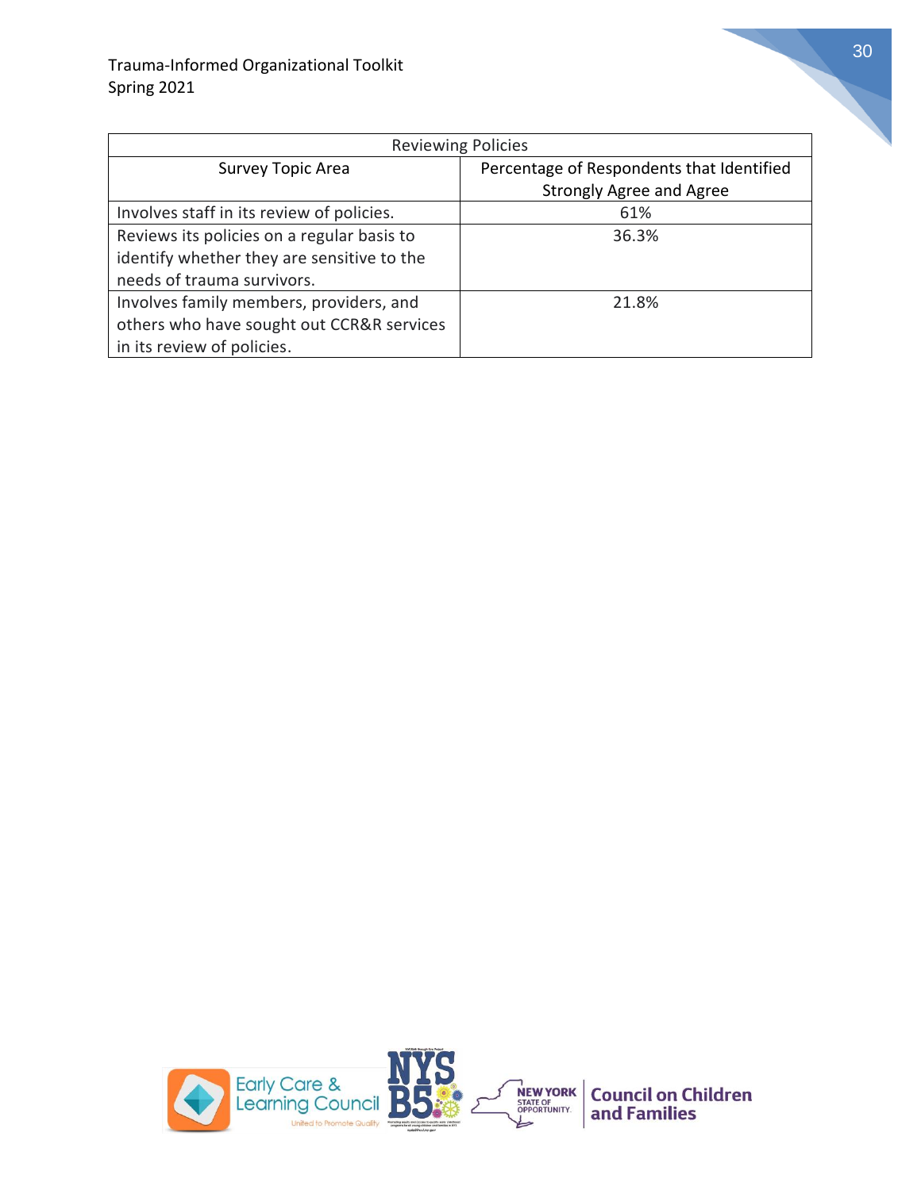| Reviewing Policies | |
|---|---|
| Survey Topic Area | Percentage of Respondents that Identified Strongly Agree and Agree |
| Involves staff in its review of policies. | 61% |
| Reviews its policies on a regular basis to identify whether they are sensitive to the needs of trauma survivors. | 36.3% |
| Involves family members, providers, and others who have sought out CCR&R services in its review of policies. | 21.8% |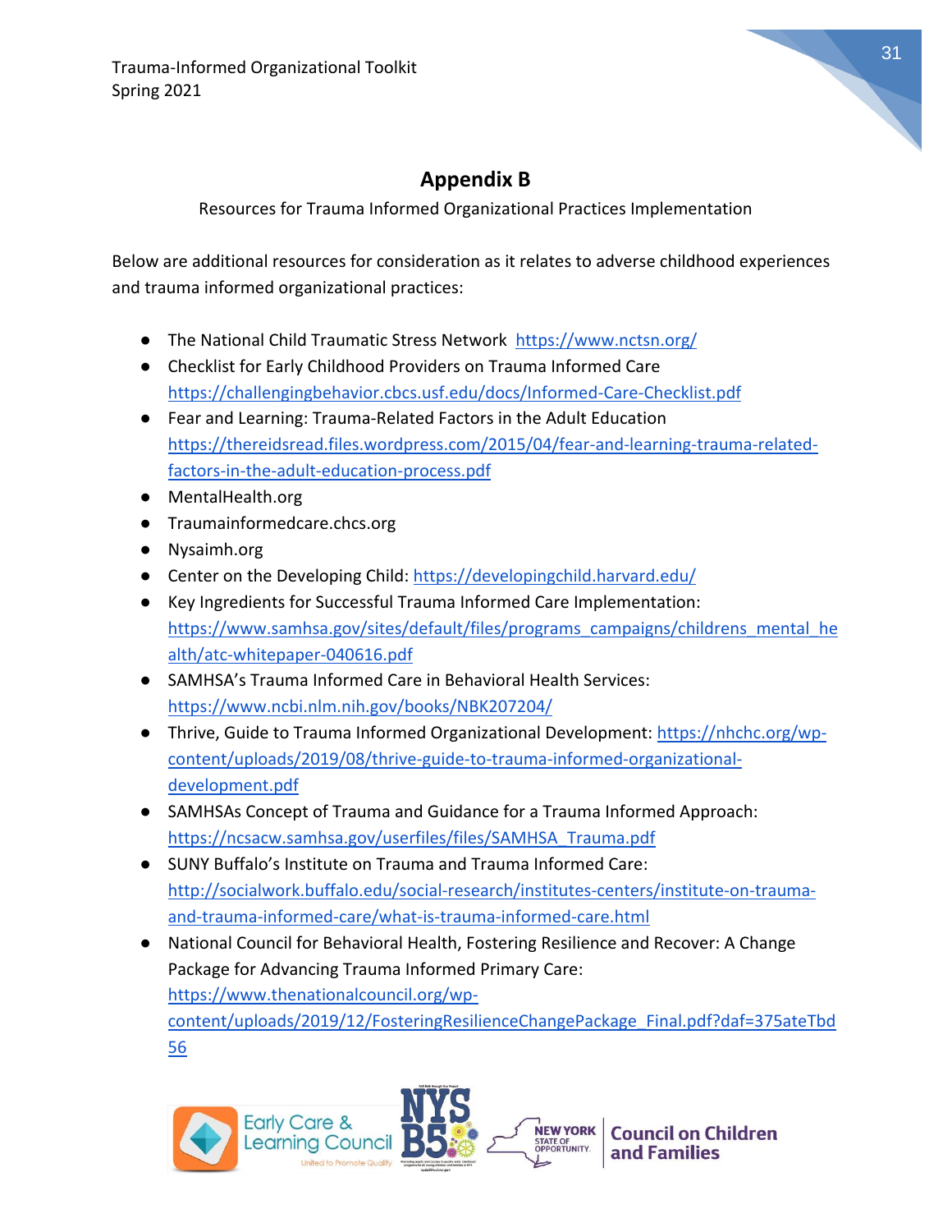## Appendix B

Resources for Trauma Informed Organizational Practices Implementation

Below are additional resources for consideration as it relates to adverse childhood experiences and trauma informed organizational practices:

- The National Child Traumatic Stress Network https://www.nctsn.org/
- Checklist for Early Childhood Providers on Trauma Informed Care https://challengingbehavior.cbcs.usf.edu/docs/Informed-Care-Checklist.pdf
- Fear and Learning: Trauma-Related Factors in the Adult Education https://thereidsread.files.wordpress.com/2015/04/fear-and-learning-trauma-related-factors-in-the-adult-education-process.pdf
- MentalHealth.org
- Traumainformedcare.chcs.org
- Nysaimh.org
- Center on the Developing Child: https://developingchild.harvard.edu/
- Key Ingredients for Successful Trauma Informed Care Implementation: https://www.samhsa.gov/sites/default/files/programs_campaigns/childrens_mental_health/atc-whitepaper-040616.pdf
- SAMHSA's Trauma Informed Care in Behavioral Health Services: https://www.ncbi.nlm.nih.gov/books/NBK207204/
- Thrive, Guide to Trauma Informed Organizational Development: https://nhchc.org/wp-content/uploads/2019/08/thrive-guide-to-trauma-informed-organizational-development.pdf
- SAMHSAs Concept of Trauma and Guidance for a Trauma Informed Approach: https://ncsacw.samhsa.gov/userfiles/files/SAMHSA_Trauma.pdf
- SUNY Buffalo's Institute on Trauma and Trauma Informed Care: http://socialwork.buffalo.edu/social-research/institutes-centers/institute-on-trauma-and-trauma-informed-care/what-is-trauma-informed-care.html
- National Council for Behavioral Health, Fostering Resilience and Recover: A Change Package for Advancing Trauma Informed Primary Care: https://www.thenationalcouncil.org/wp-content/uploads/2019/12/FosteringResilienceChangePackage_Final.pdf?daf=375ateTbd56